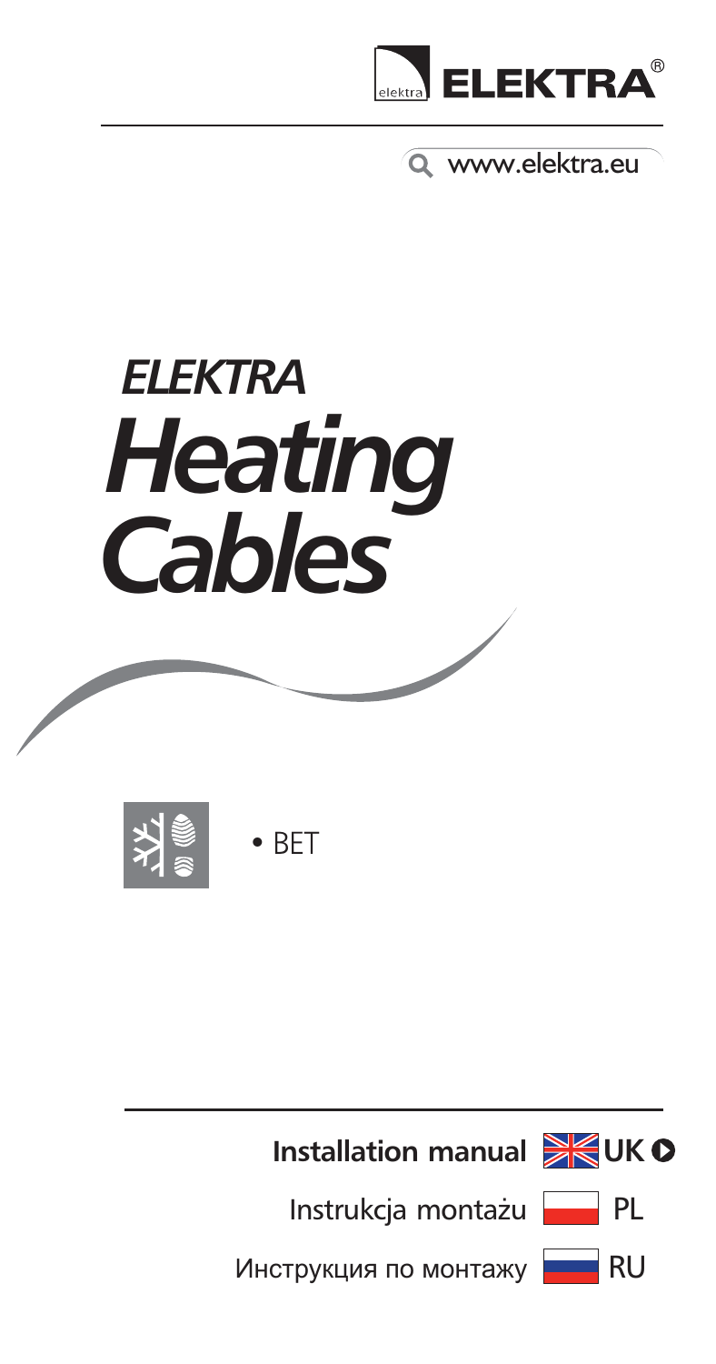ELEKTRA®

www.elektra.eu

# ELEKTRA Heating Cables

• BET

**Installation manual** UK

Instrukcja montażu PL

Инструкция по монтажу RU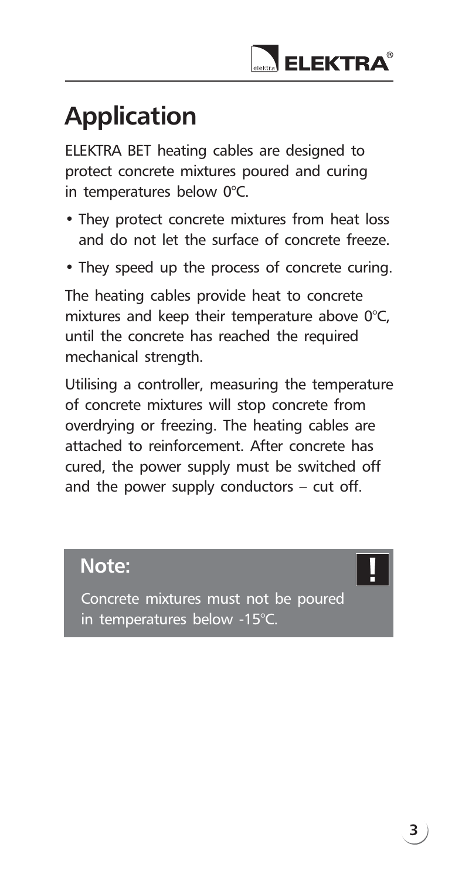# Application

ELEKTRA BET heating cables are designed to protect concrete mixtures poured and curing in temperatures below 0°C.

- They protect concrete mixtures from heat loss and do not let the surface of concrete freeze.
- They speed up the process of concrete curing.

The heating cables provide heat to concrete mixtures and keep their temperature above 0°C, until the concrete has reached the required mechanical strength.

Utilising a controller, measuring the temperature of concrete mixtures will stop concrete from overdrying or freezing. The heating cables are attached to reinforcement. After concrete has cured, the power supply must be switched off and the power supply conductors – cut off.

> **Note:** !
>
> Concrete mixtures must not be poured in temperatures below -15°C.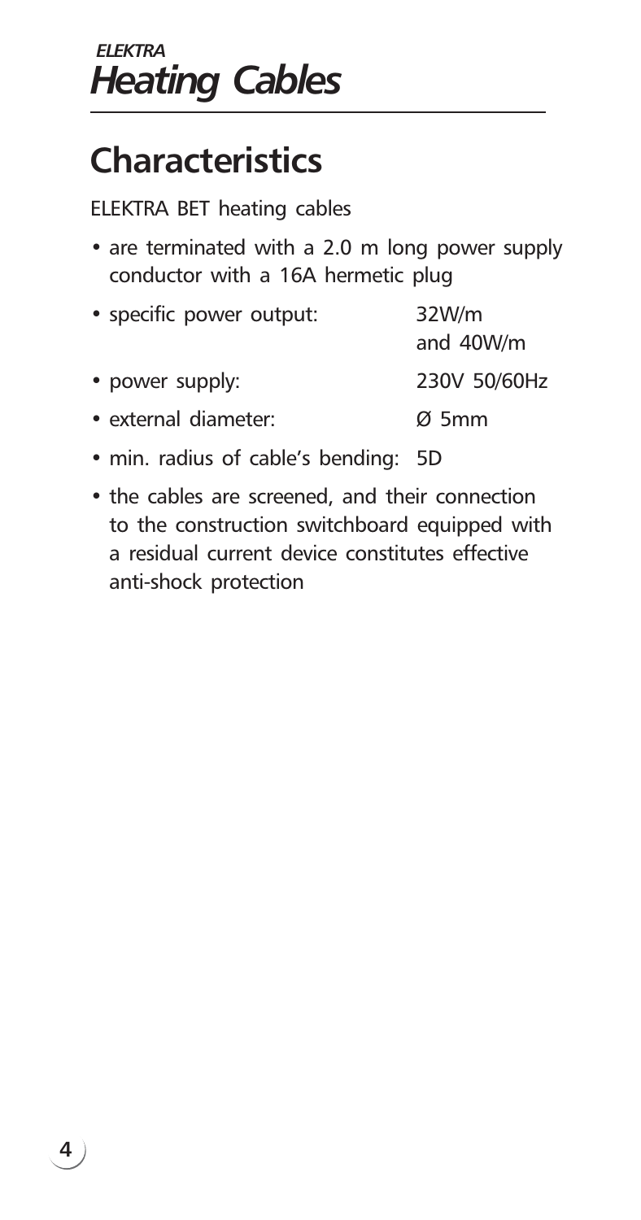## Characteristics

ELEKTRA BET heating cables

- are terminated with a 2.0 m long power supply conductor with a 16A hermetic plug
- specific power output: 32W/m and 40W/m
- power supply: 230V 50/60Hz
- external diameter: Ø 5mm
- min. radius of cable's bending: 5D
- the cables are screened, and their connection to the construction switchboard equipped with a residual current device constitutes effective anti-shock protection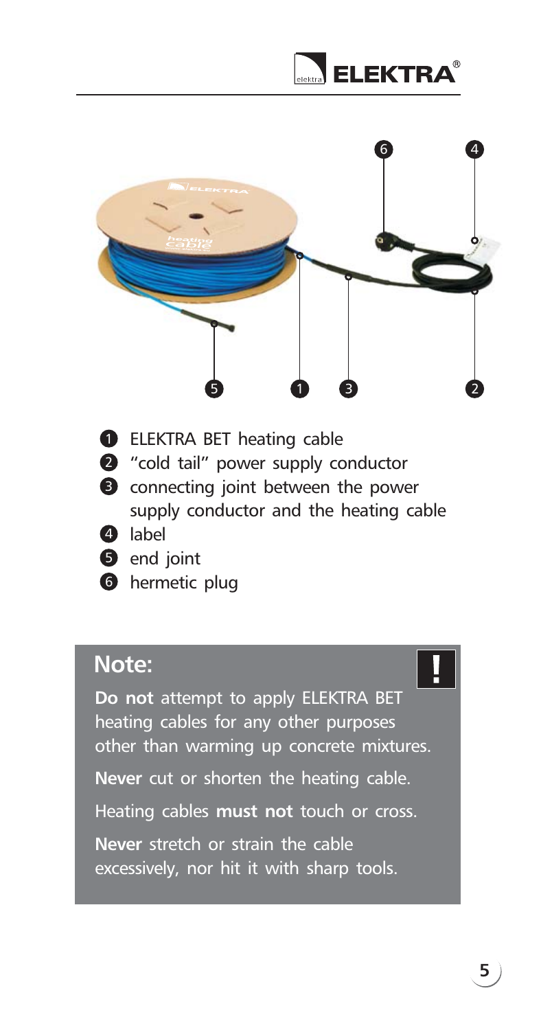1. ELEKTRA BET heating cable
2. "cold tail" power supply conductor
3. connecting joint between the power supply conductor and the heating cable
4. label
5. end joint
6. hermetic plug

## Note:

**Do not** attempt to apply ELEKTRA BET heating cables for any other purposes other than warming up concrete mixtures.

**Never** cut or shorten the heating cable.

Heating cables **must not** touch or cross.

**Never** stretch or strain the cable excessively, nor hit it with sharp tools.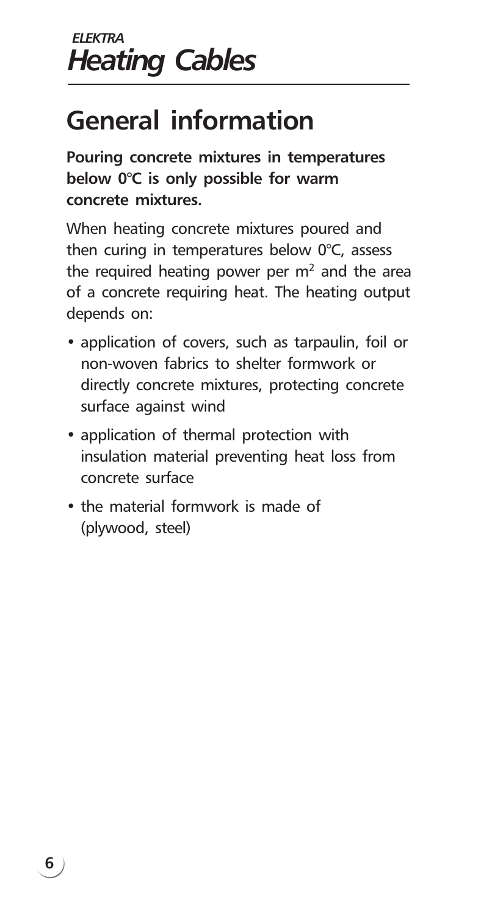# General information

**Pouring concrete mixtures in temperatures below 0°C is only possible for warm concrete mixtures.**

When heating concrete mixtures poured and then curing in temperatures below 0°C, assess the required heating power per $m^2$ and the area of a concrete requiring heat. The heating output depends on:

- application of covers, such as tarpaulin, foil or non-woven fabrics to shelter formwork or directly concrete mixtures, protecting concrete surface against wind
- application of thermal protection with insulation material preventing heat loss from concrete surface
- the material formwork is made of (plywood, steel)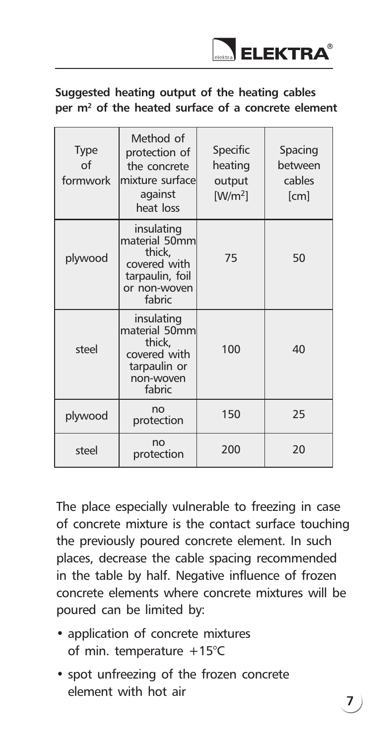**Suggested heating output of the heating cables per m$^2$ of the heated surface of a concrete element**

| Type of formwork | Method of protection of the concrete mixture surface against heat loss | Specific heating output [W/m$^2$] | Spacing between cables [cm] |
|---|---|---|---|
| plywood | insulating material 50mm thick, covered with tarpaulin, foil or non-woven fabric | 75 | 50 |
| steel | insulating material 50mm thick, covered with tarpaulin or non-woven fabric | 100 | 40 |
| plywood | no protection | 150 | 25 |
| steel | no protection | 200 | 20 |

The place especially vulnerable to freezing in case of concrete mixture is the contact surface touching the previously poured concrete element. In such places, decrease the cable spacing recommended in the table by half. Negative influence of frozen concrete elements where concrete mixtures will be poured can be limited by:

- application of concrete mixtures of min. temperature +15°C
- spot unfreezing of the frozen concrete element with hot air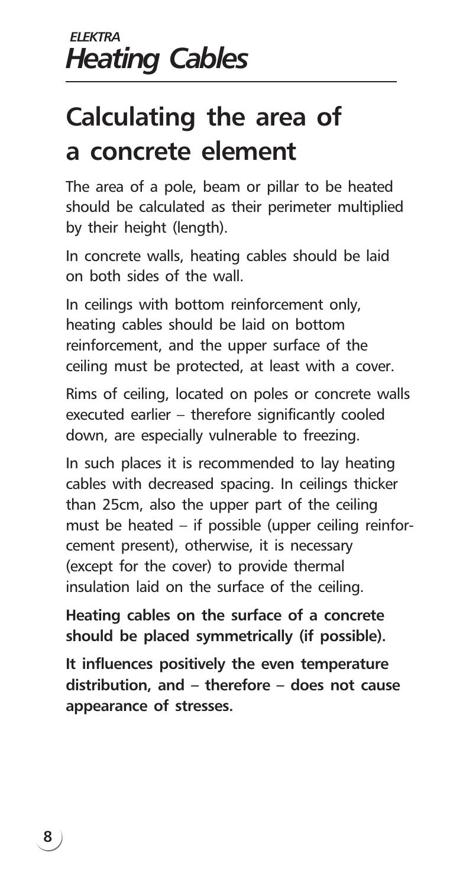# Calculating the area of a concrete element

The area of a pole, beam or pillar to be heated should be calculated as their perimeter multiplied by their height (length).

In concrete walls, heating cables should be laid on both sides of the wall.

In ceilings with bottom reinforcement only, heating cables should be laid on bottom reinforcement, and the upper surface of the ceiling must be protected, at least with a cover.

Rims of ceiling, located on poles or concrete walls executed earlier – therefore significantly cooled down, are especially vulnerable to freezing.

In such places it is recommended to lay heating cables with decreased spacing. In ceilings thicker than 25cm, also the upper part of the ceiling must be heated – if possible (upper ceiling reinforcement present), otherwise, it is necessary (except for the cover) to provide thermal insulation laid on the surface of the ceiling.

**Heating cables on the surface of a concrete should be placed symmetrically (if possible).**

**It influences positively the even temperature distribution, and – therefore – does not cause appearance of stresses.**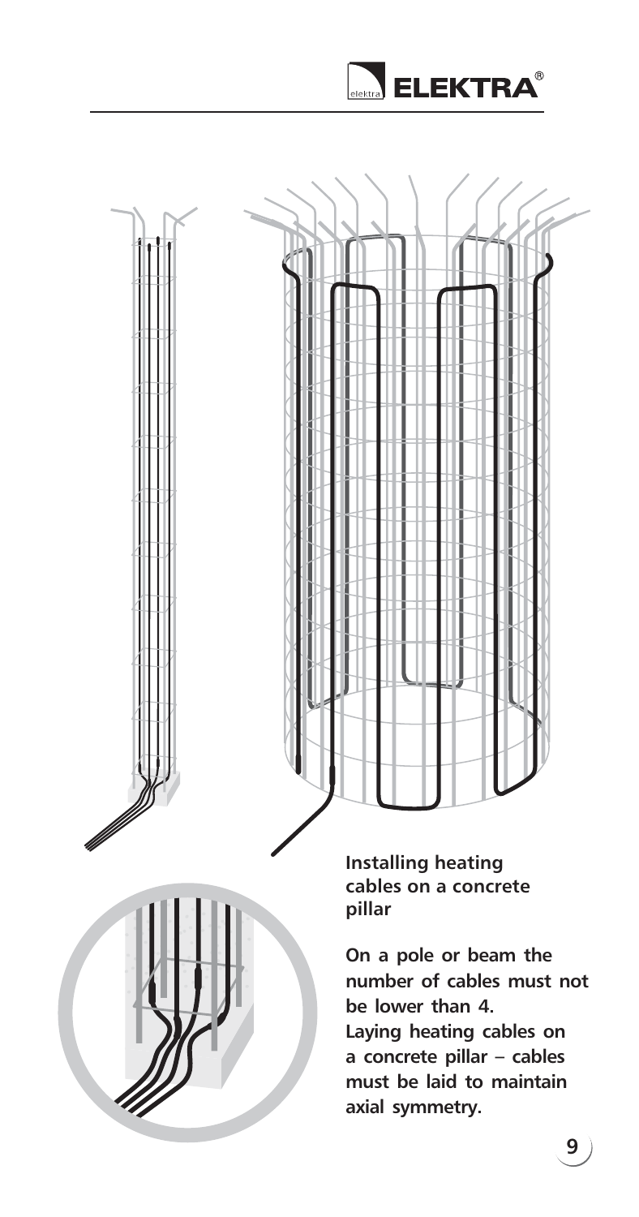**Installing heating cables on a concrete pillar**

**On a pole or beam the number of cables must not be lower than 4.**
**Laying heating cables on a concrete pillar – cables must be laid to maintain axial symmetry.**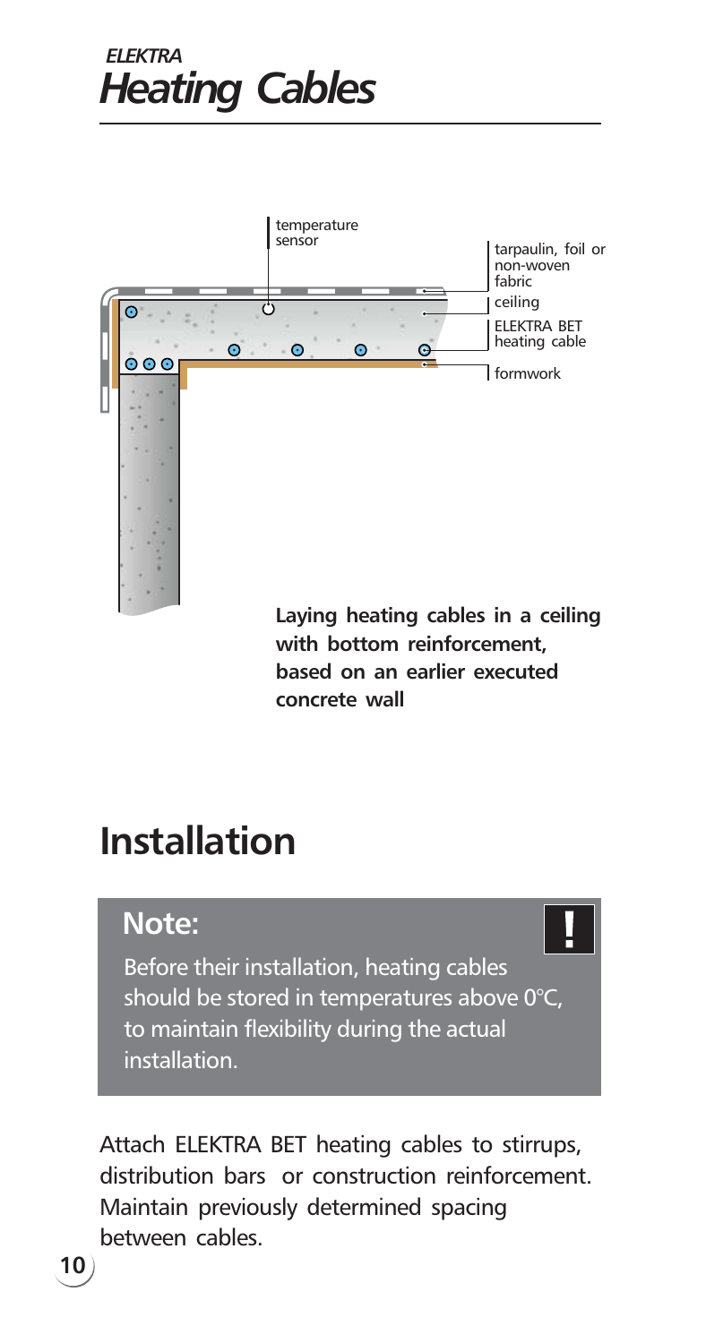*ELEKTRA*
# *Heating Cables*

temperature sensor

tarpaulin, foil or non-woven fabric

ceiling

ELEKTRA BET heating cable

formwork

**Laying heating cables in a ceiling with bottom reinforcement, based on an earlier executed concrete wall**

## Installation

> **Note:**
>
> Before their installation, heating cables should be stored in temperatures above 0°C, to maintain flexibility during the actual installation.

Attach ELEKTRA BET heating cables to stirrups, distribution bars or construction reinforcement. Maintain previously determined spacing between cables.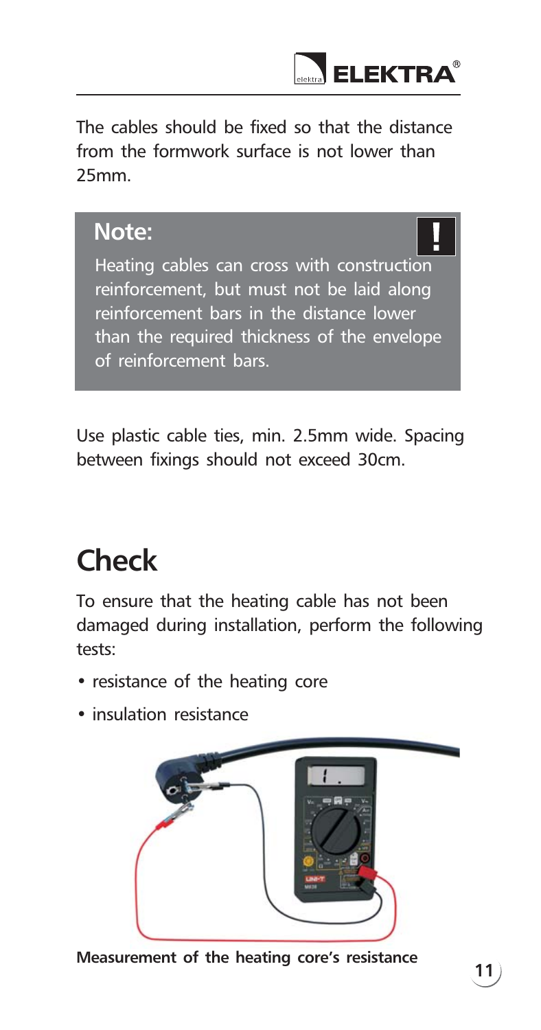The cables should be fixed so that the distance from the formwork surface is not lower than 25mm.

**Note:**

Heating cables can cross with construction reinforcement, but must not be laid along reinforcement bars in the distance lower than the required thickness of the envelope of reinforcement bars.

Use plastic cable ties, min. 2.5mm wide. Spacing between fixings should not exceed 30cm.

# Check

To ensure that the heating cable has not been damaged during installation, perform the following tests:

- resistance of the heating core
- insulation resistance

**Measurement of the heating core's resistance**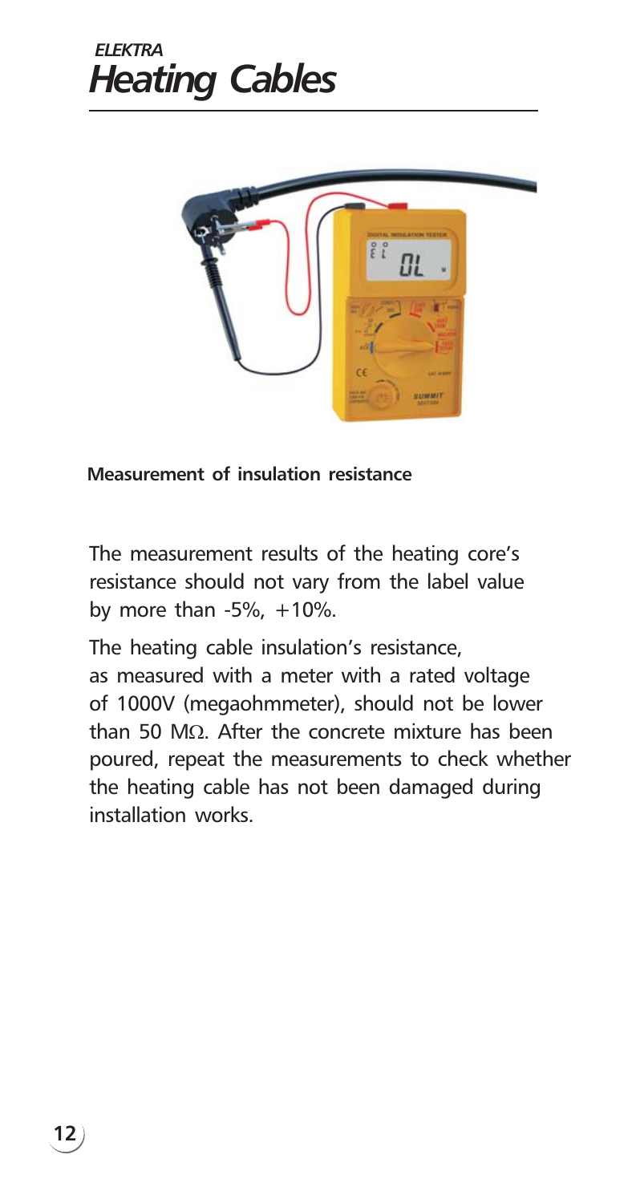**Measurement of insulation resistance**

The measurement results of the heating core's resistance should not vary from the label value by more than -5%, +10%.

The heating cable insulation's resistance, as measured with a meter with a rated voltage of 1000V (megaohmmeter), should not be lower than 50 MΩ. After the concrete mixture has been poured, repeat the measurements to check whether the heating cable has not been damaged during installation works.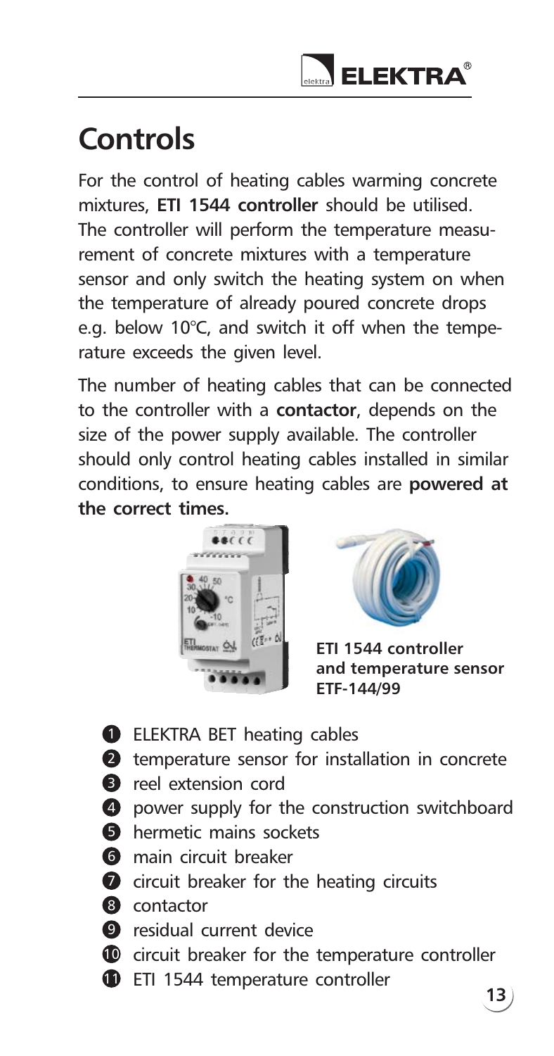# Controls

For the control of heating cables warming concrete mixtures, **ETI 1544 controller** should be utilised. The controller will perform the temperature measurement of concrete mixtures with a temperature sensor and only switch the heating system on when the temperature of already poured concrete drops e.g. below 10°C, and switch it off when the temperature exceeds the given level.

The number of heating cables that can be connected to the controller with a **contactor**, depends on the size of the power supply available. The controller should only control heating cables installed in similar conditions, to ensure heating cables are **powered at the correct times.**

**ETI 1544 controller and temperature sensor ETF-144/99**

1. ELEKTRA BET heating cables
2. temperature sensor for installation in concrete
3. reel extension cord
4. power supply for the construction switchboard
5. hermetic mains sockets
6. main circuit breaker
7. circuit breaker for the heating circuits
8. contactor
9. residual current device
10. circuit breaker for the temperature controller
11. ETI 1544 temperature controller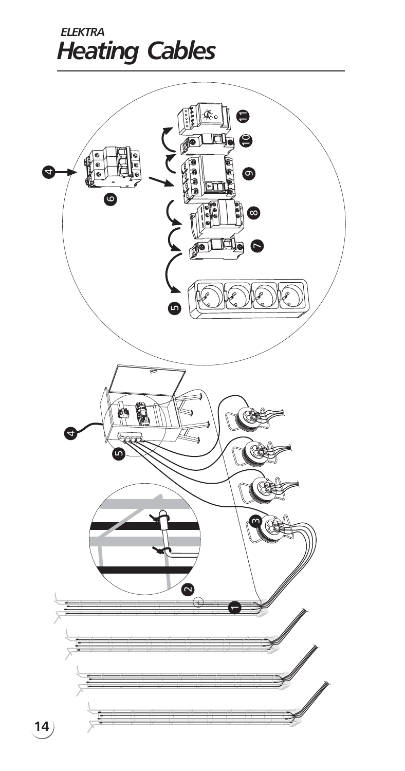# *ELEKTRA*
## *Heating Cables*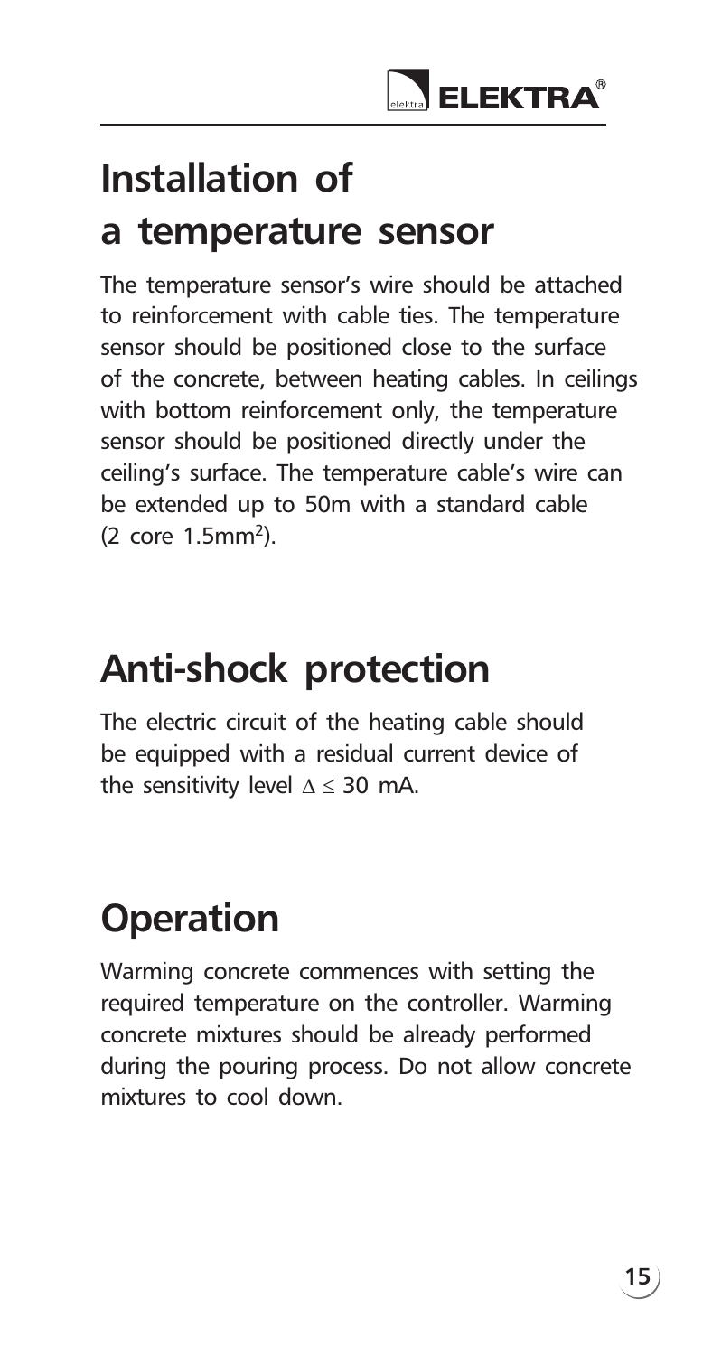# Installation of a temperature sensor

The temperature sensor's wire should be attached to reinforcement with cable ties. The temperature sensor should be positioned close to the surface of the concrete, between heating cables. In ceilings with bottom reinforcement only, the temperature sensor should be positioned directly under the ceiling's surface. The temperature cable's wire can be extended up to 50m with a standard cable (2 core 1.5mm$^2$).

# Anti-shock protection

The electric circuit of the heating cable should be equipped with a residual current device of the sensitivity level $\Delta \leq 30$ mA.

# Operation

Warming concrete commences with setting the required temperature on the controller. Warming concrete mixtures should be already performed during the pouring process. Do not allow concrete mixtures to cool down.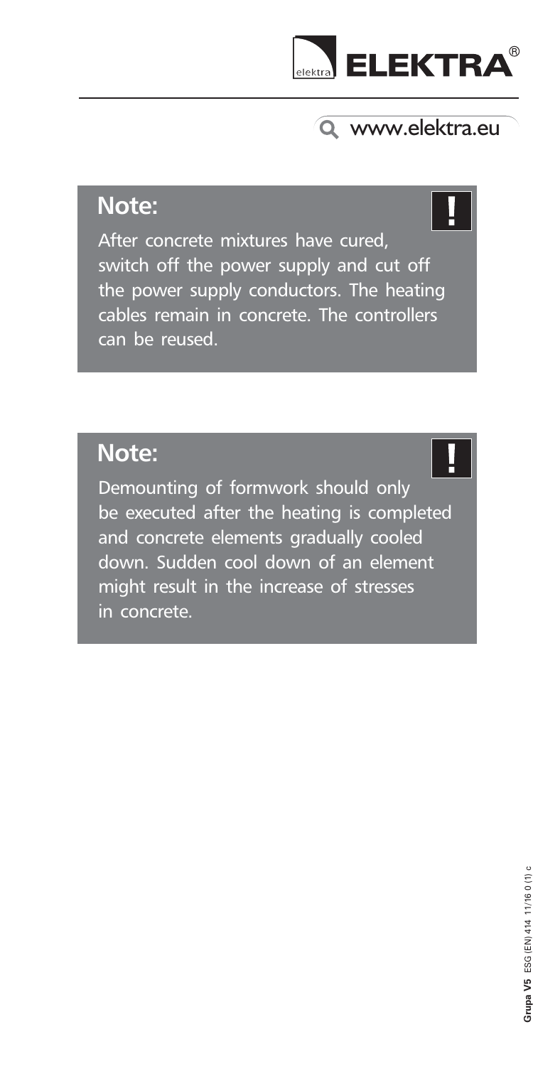**Note:**

After concrete mixtures have cured, switch off the power supply and cut off the power supply conductors. The heating cables remain in concrete. The controllers can be reused.

**Note:**

Demounting of formwork should only be executed after the heating is completed and concrete elements gradually cooled down. Sudden cool down of an element might result in the increase of stresses in concrete.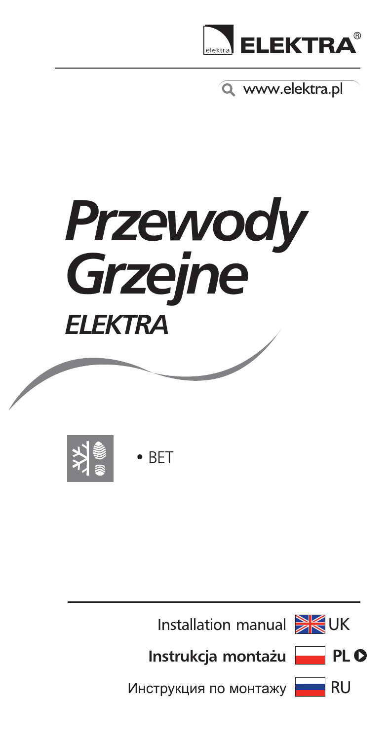ELEKTRA®

www.elektra.pl

# Przewody Grzejne

## ELEKTRA

• BET

Installation manual UK

**Instrukcja montażu PL**

Инструкция по монтажу RU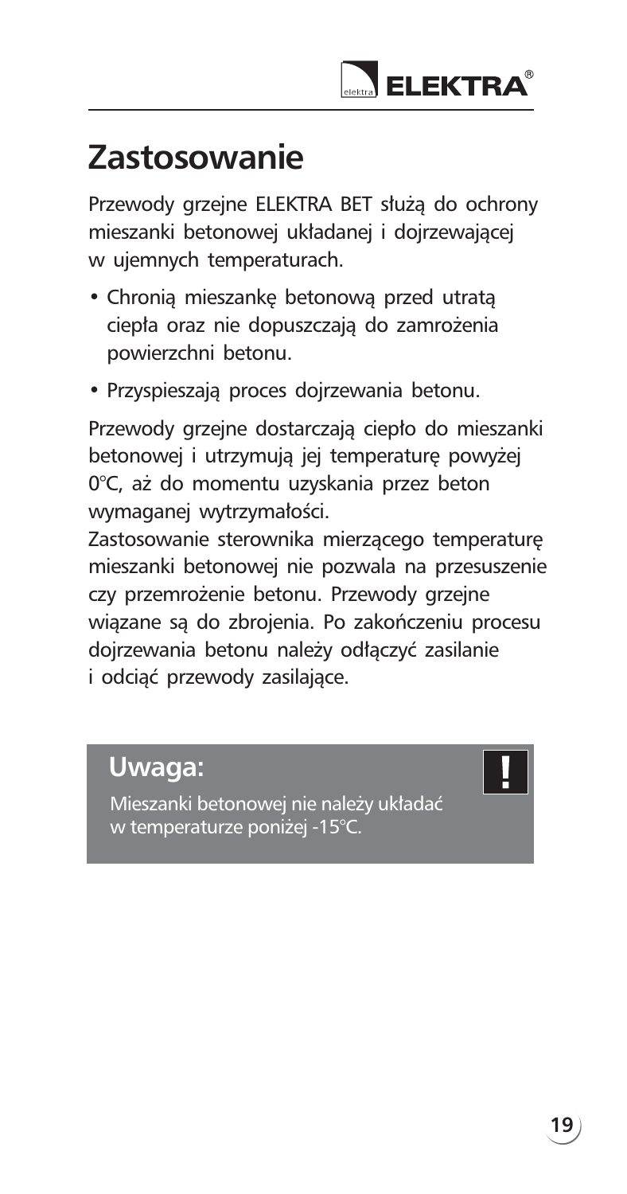# Zastosowanie

Przewody grzejne ELEKTRA BET służą do ochrony mieszanki betonowej układanej i dojrzewającej w ujemnych temperaturach.

- Chronią mieszankę betonową przed utratą ciepła oraz nie dopuszczają do zamrożenia powierzchni betonu.
- Przyspieszają proces dojrzewania betonu.

Przewody grzejne dostarczają ciepło do mieszanki betonowej i utrzymują jej temperaturę powyżej 0°C, aż do momentu uzyskania przez beton wymaganej wytrzymałości.
Zastosowanie sterownika mierzącego temperaturę mieszanki betonowej nie pozwala na przesuszenie czy przemrożenie betonu. Przewody grzejne wiązane są do zbrojenia. Po zakończeniu procesu dojrzewania betonu należy odłączyć zasilanie i odciąć przewody zasilające.

**Uwaga:**

Mieszanki betonowej nie należy układać w temperaturze poniżej -15°C.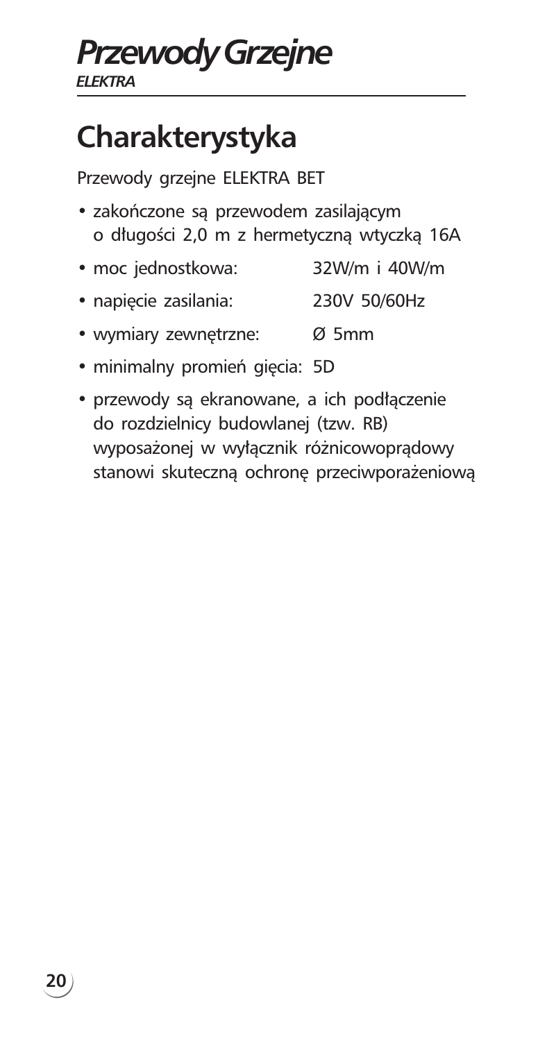# Przewody Grzejne
*ELEKTRA*

## Charakterystyka

Przewody grzejne ELEKTRA BET

- zakończone są przewodem zasilającym o długości 2,0 m z hermetyczną wtyczką 16A
- moc jednostkowa: 32W/m i 40W/m
- napięcie zasilania: 230V 50/60Hz
- wymiary zewnętrzne: Ø 5mm
- minimalny promień gięcia: 5D
- przewody są ekranowane, a ich podłączenie do rozdzielnicy budowlanej (tzw. RB) wyposażonej w wyłącznik różnicowoprądowy stanowi skuteczną ochronę przeciwporażeniową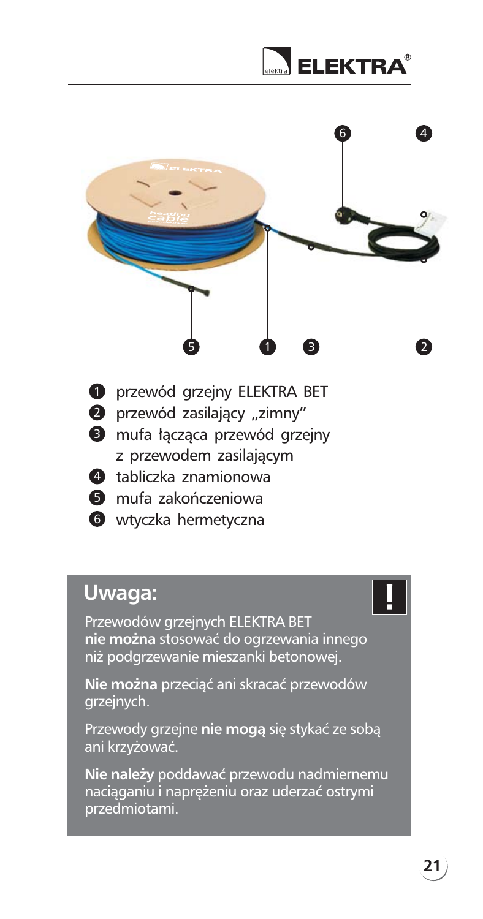1. przewód grzejny ELEKTRA BET
2. przewód zasilający „zimny"
3. mufa łącząca przewód grzejny z przewodem zasilającym
4. tabliczka znamionowa
5. mufa zakończeniowa
6. wtyczka hermetyczna

## Uwaga:

Przewodów grzejnych ELEKTRA BET **nie można** stosować do ogrzewania innego niż podgrzewanie mieszanki betonowej.

**Nie można** przeciąć ani skracać przewodów grzejnych.

Przewody grzejne **nie mogą** się stykać ze sobą ani krzyżować.

**Nie należy** poddawać przewodu nadmiernemu naciąganiu i naprężeniu oraz uderzać ostrymi przedmiotami.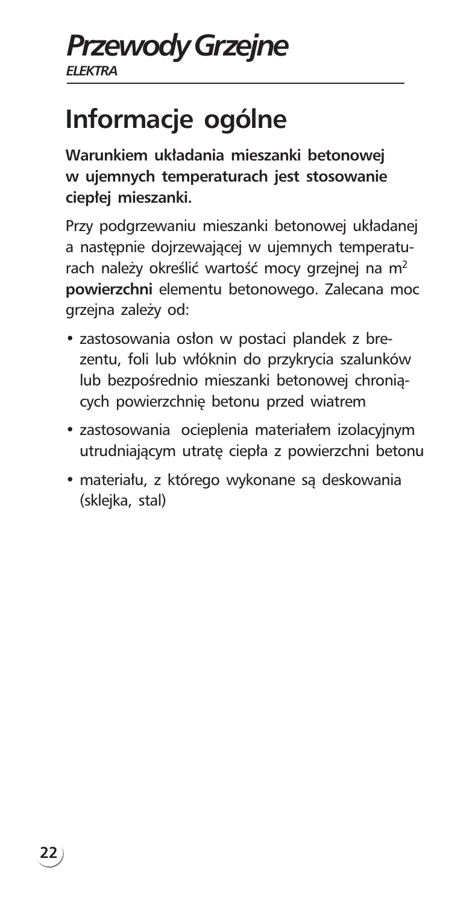# Informacje ogólne

**Warunkiem układania mieszanki betonowej w ujemnych temperaturach jest stosowanie ciepłej mieszanki.**

Przy podgrzewaniu mieszanki betonowej układanej a następnie dojrzewającej w ujemnych temperaturach należy określić wartość mocy grzejnej na $m^2$ **powierzchni** elementu betonowego. Zalecana moc grzejna zależy od:

- zastosowania osłon w postaci plandek z brezentu, foli lub włóknin do przykrycia szalunków lub bezpośrednio mieszanki betonowej chroniących powierzchnię betonu przed wiatrem
- zastosowania ocieplenia materiałem izolacyjnym utrudniającym utratę ciepła z powierzchni betonu
- materiału, z którego wykonane są deskowania (sklejka, stal)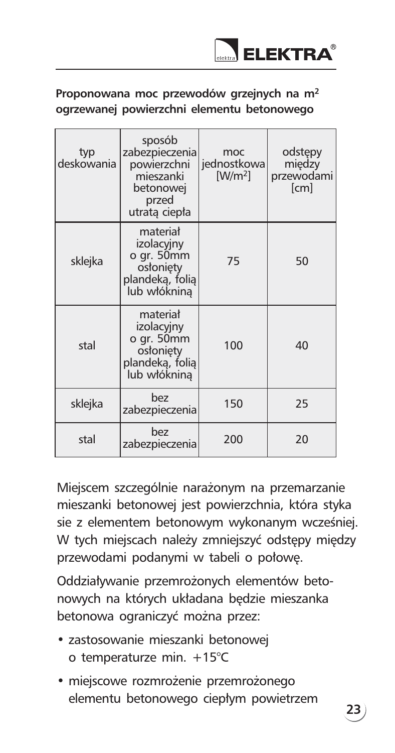**Proponowana moc przewodów grzejnych na $m^2$ ogrzewanej powierzchni elementu betonowego**

| typ deskowania | sposób zabezpieczenia powierzchni mieszanki betonowej przed utratą ciepła | moc jednostkowa [W/m²] | odstępy między przewodami [cm] |
|---|---|---|---|
| sklejka | materiał izolacyjny o gr. 50mm osłonięty plandeką, folią lub włókniną | 75 | 50 |
| stal | materiał izolacyjny o gr. 50mm osłonięty plandeką, folią lub włókniną | 100 | 40 |
| sklejka | bez zabezpieczenia | 150 | 25 |
| stal | bez zabezpieczenia | 200 | 20 |

Miejscem szczególnie narażonym na przemarzanie mieszanki betonowej jest powierzchnia, która styka sie z elementem betonowym wykonanym wcześniej. W tych miejscach należy zmniejszyć odstępy między przewodami podanymi w tabeli o połowę.

Oddziaływanie przemrożonych elementów betonowych na których układana będzie mieszanka betonowa ograniczyć można przez:

- zastosowanie mieszanki betonowej o temperaturze min. +15°C
- miejscowe rozmrożenie przemrożonego elementu betonowego ciepłym powietrzem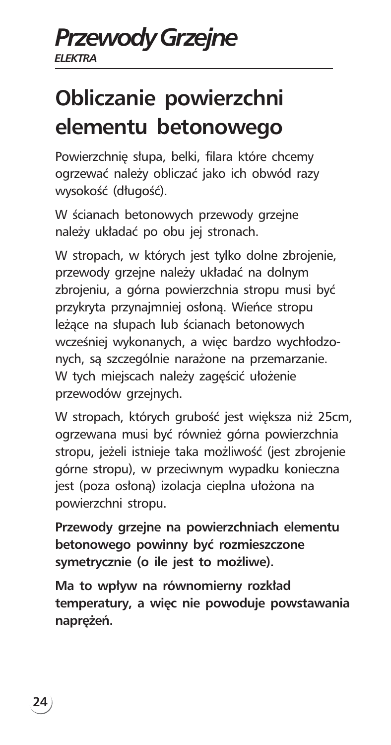# Obliczanie powierzchni elementu betonowego

Powierzchnię słupa, belki, filara które chcemy ogrzewać należy obliczać jako ich obwód razy wysokość (długość).

W ścianach betonowych przewody grzejne należy układać po obu jej stronach.

W stropach, w których jest tylko dolne zbrojenie, przewody grzejne należy układać na dolnym zbrojeniu, a górna powierzchnia stropu musi być przykryta przynajmniej osłoną. Wieńce stropu leżące na słupach lub ścianach betonowych wcześniej wykonanych, a więc bardzo wychłodzonych, są szczególnie narażone na przemarzanie. W tych miejscach należy zagęścić ułożenie przewodów grzejnych.

W stropach, których grubość jest większa niż 25cm, ogrzewana musi być również górna powierzchnia stropu, jeżeli istnieje taka możliwość (jest zbrojenie górne stropu), w przeciwnym wypadku konieczna jest (poza osłoną) izolacja cieplna ułożona na powierzchni stropu.

**Przewody grzejne na powierzchniach elementu betonowego powinny być rozmieszczone symetrycznie (o ile jest to możliwe).**

**Ma to wpływ na równomierny rozkład temperatury, a więc nie powoduje powstawania naprężeń.**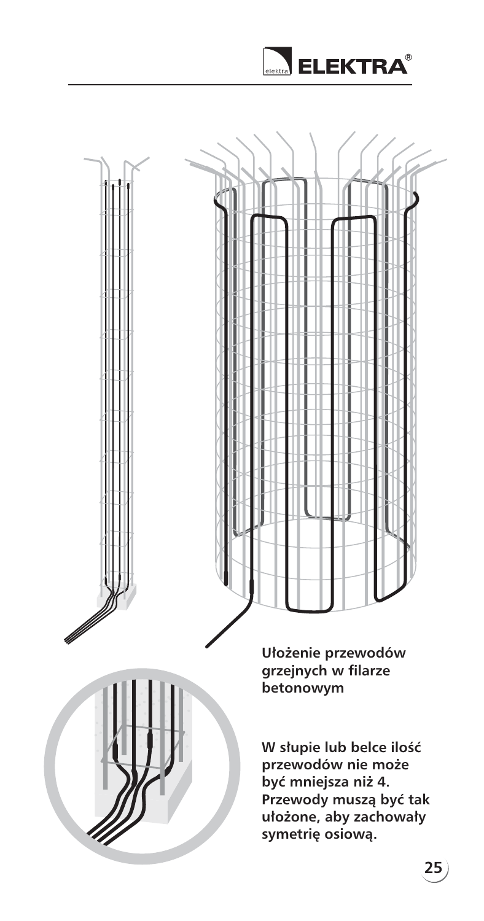**Ułożenie przewodów grzejnych w filarze betonowym**

**W słupie lub belce ilość przewodów nie może być mniejsza niż 4. Przewody muszą być tak ułożone, aby zachowały symetrię osiową.**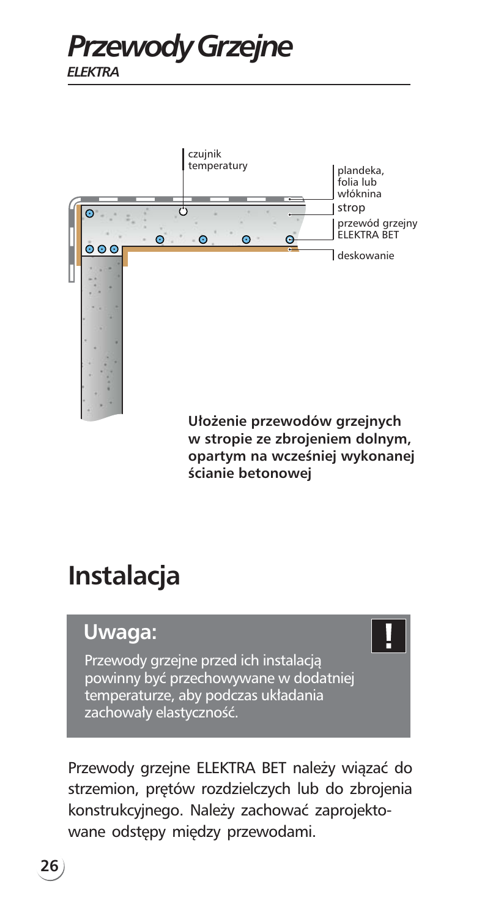# Przewody Grzejne

*ELEKTRA*

czujnik temperatury

plandeka, folia lub włóknina

strop

przewód grzejny ELEKTRA BET

deskowanie

**Ułożenie przewodów grzejnych w stropie ze zbrojeniem dolnym, opartym na wcześniej wykonanej ścianie betonowej**

## Instalacja

### Uwaga:

Przewody grzejne przed ich instalacją powinny być przechowywane w dodatniej temperaturze, aby podczas układania zachowały elastyczność.

Przewody grzejne ELEKTRA BET należy wiązać do strzemion, prętów rozdzielczych lub do zbrojenia konstrukcyjnego. Należy zachować zaprojektowane odstępy między przewodami.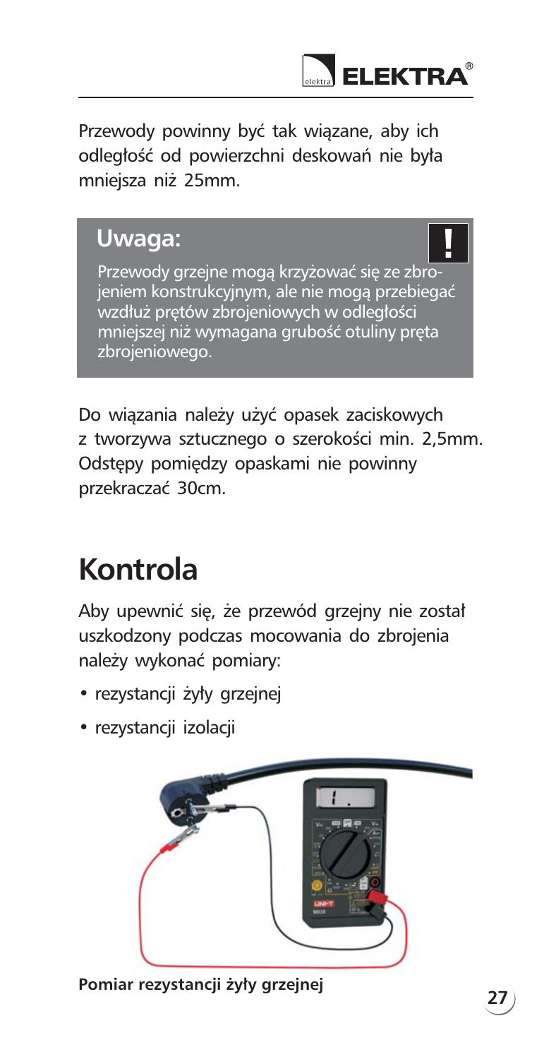Przewody powinny być tak wiązane, aby ich odległość od powierzchni deskowań nie była mniejsza niż 25mm.

**Uwaga:**

Przewody grzejne mogą krzyżować się ze zbrojeniem konstrukcyjnym, ale nie mogą przebiegać wzdłuż prętów zbrojeniowych w odległości mniejszej niż wymagana grubość otuliny pręta zbrojeniowego.

Do wiązania należy użyć opasek zaciskowych z tworzywa sztucznego o szerokości min. 2,5mm. Odstępy pomiędzy opaskami nie powinny przekraczać 30cm.

# Kontrola

Aby upewnić się, że przewód grzejny nie został uszkodzony podczas mocowania do zbrojenia należy wykonać pomiary:

- rezystancji żyły grzejnej
- rezystancji izolacji

**Pomiar rezystancji żyły grzejnej**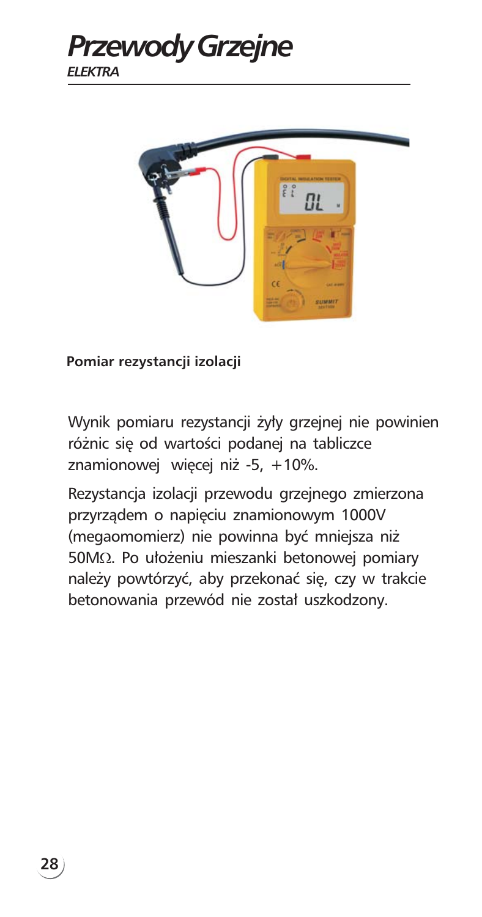# Przewody Grzejne

*ELEKTRA*

**Pomiar rezystancji izolacji**

Wynik pomiaru rezystancji żyły grzejnej nie powinien różnic się od wartości podanej na tabliczce znamionowej więcej niż -5, +10%.

Rezystancja izolacji przewodu grzejnego zmierzona przyrządem o napięciu znamionowym 1000V (megaomomierz) nie powinna być mniejsza niż 50MΩ. Po ułożeniu mieszanki betonowej pomiary należy powtórzyć, aby przekonać się, czy w trakcie betonowania przewód nie został uszkodzony.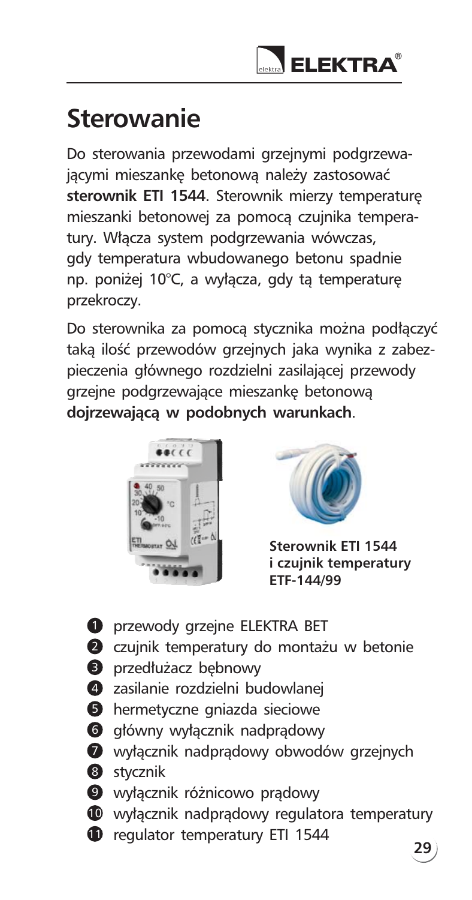# Sterowanie

Do sterowania przewodami grzejnymi podgrzewającymi mieszankę betonową należy zastosować **sterownik ETI 1544**. Sterownik mierzy temperaturę mieszanki betonowej za pomocą czujnika temperatury. Włącza system podgrzewania wówczas, gdy temperatura wbudowanego betonu spadnie np. poniżej 10°C, a wyłącza, gdy tą temperaturę przekroczy.

Do sterownika za pomocą stycznika można podłączyć taką ilość przewodów grzejnych jaka wynika z zabezpieczenia głównego rozdzielni zasilającej przewody grzejne podgrzewające mieszankę betonową **dojrzewającą w podobnych warunkach**.

**Sterownik ETI 1544 i czujnik temperatury ETF-144/99**

1. przewody grzejne ELEKTRA BET
2. czujnik temperatury do montażu w betonie
3. przedłużacz bębnowy
4. zasilanie rozdzielni budowlanej
5. hermetyczne gniazda sieciowe
6. główny wyłącznik nadprądowy
7. wyłącznik nadprądowy obwodów grzejnych
8. stycznik
9. wyłącznik różnicowo prądowy
10. wyłącznik nadprądowy regulatora temperatury
11. regulator temperatury ETI 1544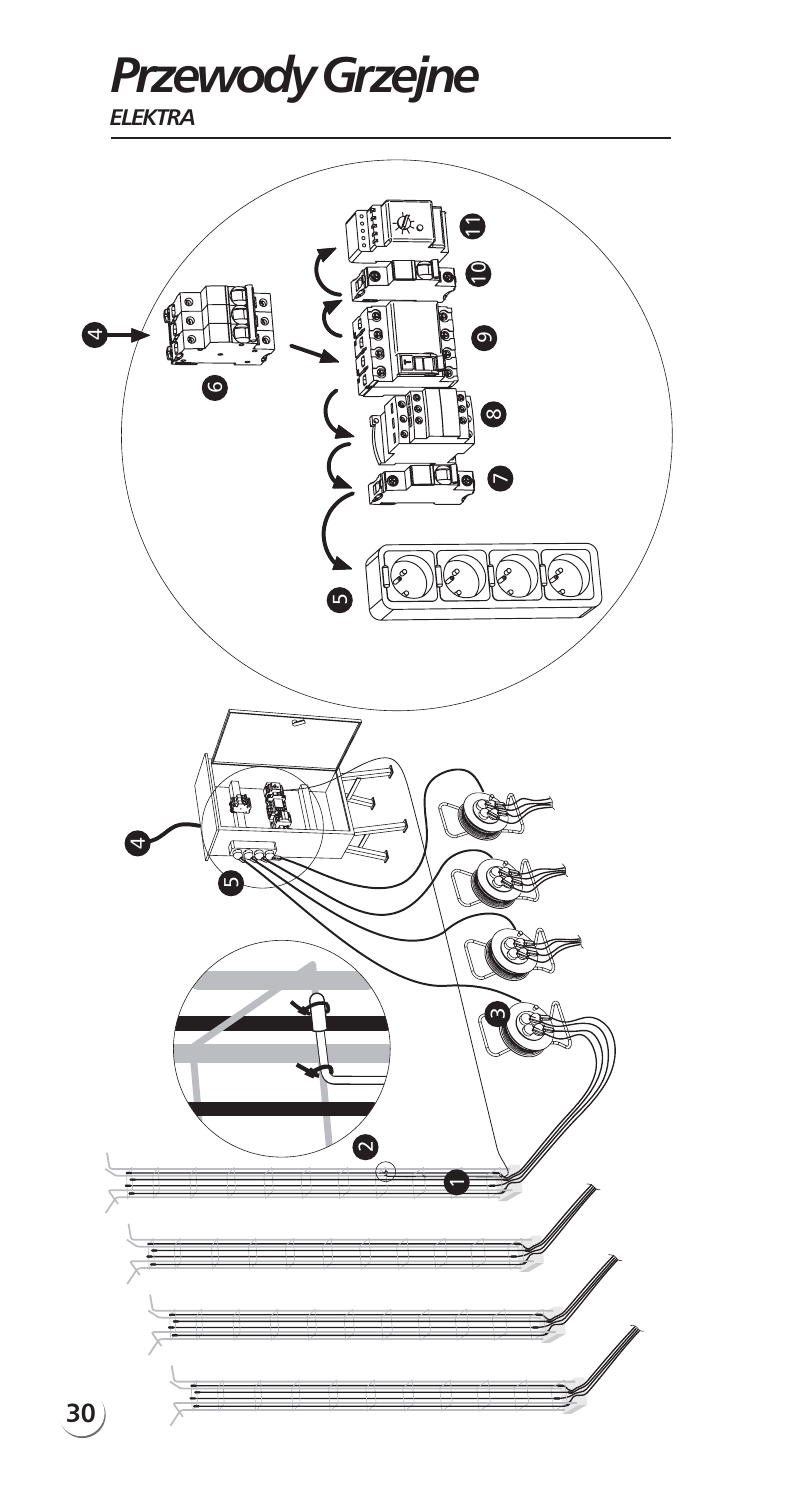# Przewody Grzejne

*ELEKTRA*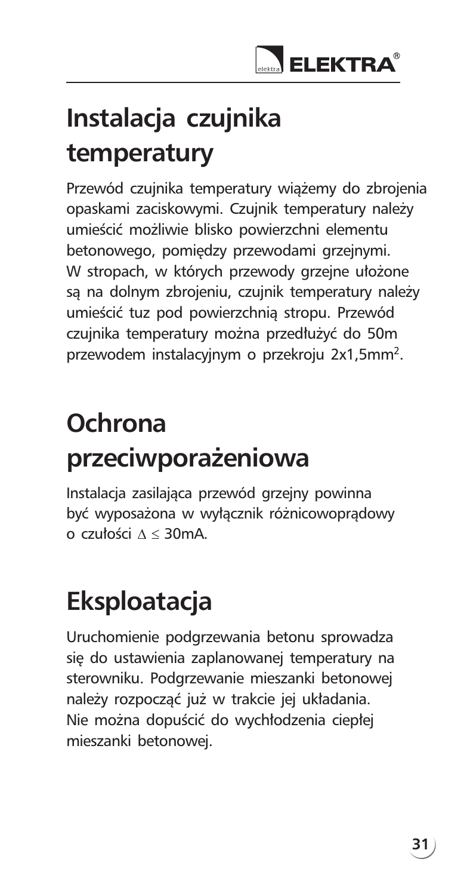# Instalacja czujnika temperatury

Przewód czujnika temperatury wiążemy do zbrojenia opaskami zaciskowymi. Czujnik temperatury należy umieścić możliwie blisko powierzchni elementu betonowego, pomiędzy przewodami grzejnymi. W stropach, w których przewody grzejne ułożone są na dolnym zbrojeniu, czujnik temperatury należy umieścić tuz pod powierzchnią stropu. Przewód czujnika temperatury można przedłużyć do 50m przewodem instalacyjnym o przekroju 2x1,5mm$^2$.

# Ochrona przeciwporażeniowa

Instalacja zasilająca przewód grzejny powinna być wyposażona w wyłącznik różnicowoprądowy o czułości $\Delta \leq 30$mA.

# Eksploatacja

Uruchomienie podgrzewania betonu sprowadza się do ustawienia zaplanowanej temperatury na sterowniku. Podgrzewanie mieszanki betonowej należy rozpocząć już w trakcie jej układania. Nie można dopuścić do wychłodzenia ciepłej mieszanki betonowej.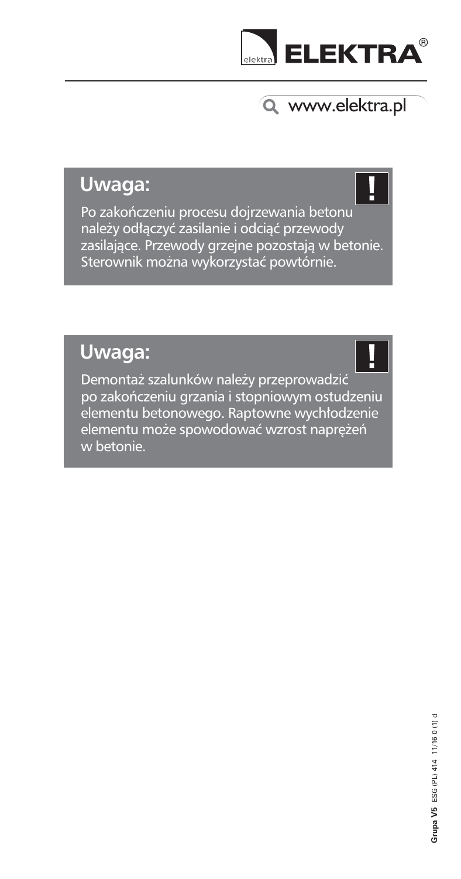ELEKTRA®

www.elektra.pl

## Uwaga:

Po zakończeniu procesu dojrzewania betonu należy odłączyć zasilanie i odciąć przewody zasilające. Przewody grzejne pozostają w betonie. Sterownik można wykorzystać powtórnie.

## Uwaga:

Demontaż szalunków należy przeprowadzić po zakończeniu grzania i stopniowym ostudzeniu elementu betonowego. Raptowne wychłodzenie elementu może spowodować wzrost naprężeń w betonie.

**Grupa V5** ESG (PL) 414 11/16 0 (1) d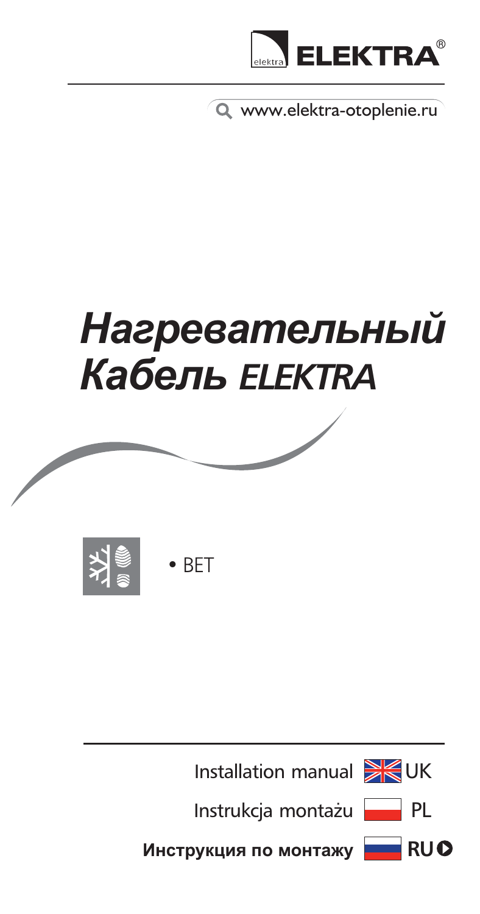ELEKTRA®

www.elektra-otoplenie.ru

# *Нагревательный Кабель ELEKTRA*

- BET

Installation manual UK

Instrukcja montażu PL

**Инструкция по монтажу RU**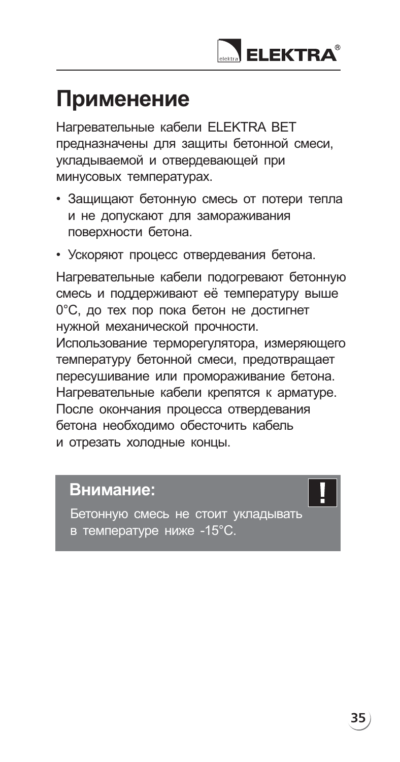# Применение

Нагревательные кабели ELEKTRA BET предназначены для защиты бетонной смеси, укладываемой и отвердевающей при минусовых температурах.

- Защищают бетонную смесь от потери тепла и не допускают для замораживания поверхности бетона.
- Ускоряют процесс отвердевания бетона.

Нагревательные кабели подогревают бетонную смесь и поддерживают её температуру выше 0°C, до тех пор пока бетон не достигнет нужной механической прочности. Использование терморегулятора, измеряющего температуру бетонной смеси, предотвращает пересушивание или промораживание бетона. Нагревательные кабели крепятся к арматуре. После окончания процесса отвердевания бетона необходимо обесточить кабель и отрезать холодные концы.

**Внимание:** !

Бетонную смесь не стоит укладывать в температуре ниже -15°C.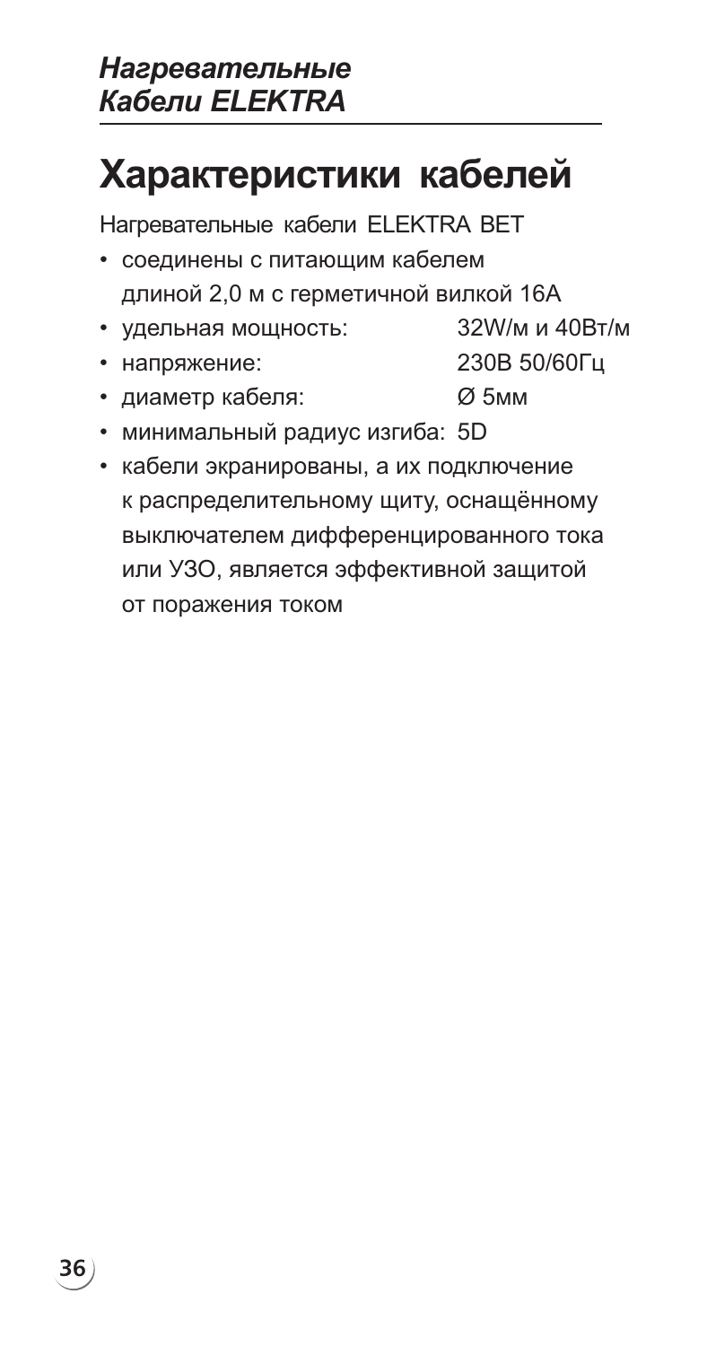*Нагревательные Кабели ELEKTRA*

# Характеристики кабелей

Нагревательные кабели ELEKTRA BET

- соединены с питающим кабелем длиной 2,0 м с герметичной вилкой 16A
- удельная мощность: 32W/м и 40Вт/м
- напряжение: 230В 50/60Гц
- диаметр кабеля: Ø 5мм
- минимальный радиус изгиба: 5D
- кабели экранированы, а их подключение к распределительному щиту, оснащённому выключателем дифференцированного тока или УЗО, является эффективной защитой от поражения током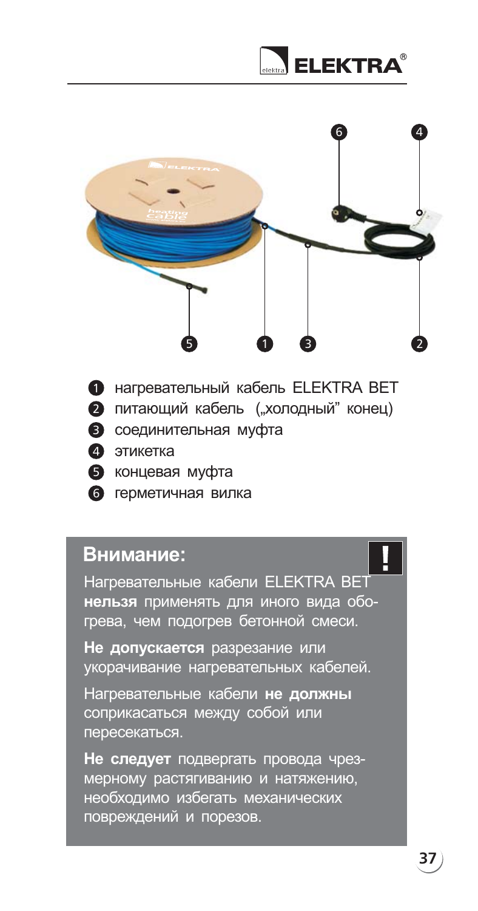1. нагревательный кабель ELEKTRA BET
2. питающий кабель („холодный” конец)
3. соединительная муфта
4. этикетка
5. концевая муфта
6. герметичная вилка

## Внимание:

Нагревательные кабели ELEKTRA BET **нельзя** применять для иного вида обогрева, чем подогрев бетонной смеси.

**Не допускается** разрезание или укорачивание нагревательных кабелей.

Нагревательные кабели **не должны** соприкасаться между собой или пересекаться.

**Не следует** подвергать провода чрезмерному растягиванию и натяжению, необходимо избегать механических повреждений и порезов.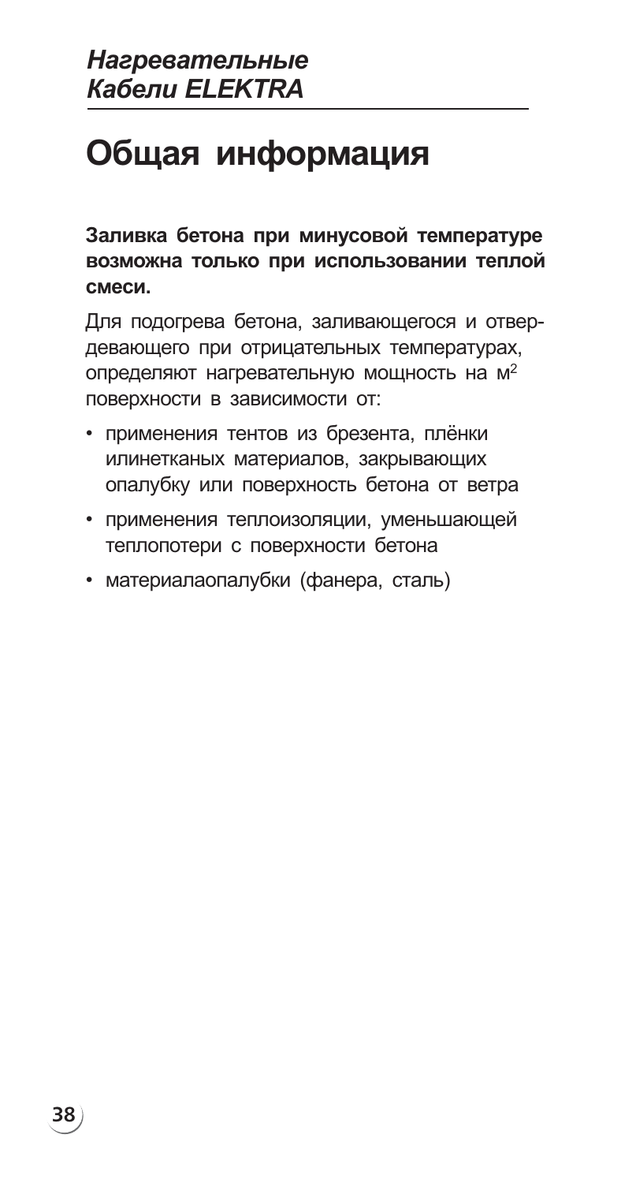# Общая информация

**Заливка бетона при минусовой температуре возможна только при использовании теплой смеси.**

Для подогрева бетона, заливающегося и отвердевающего при отрицательных температурах, определяют нагревательную мощность на $м^2$ поверхности в зависимости от:

- применения тентов из брезента, плёнки илинетканых материалов, закрывающих опалубку или поверхность бетона от ветра
- применения теплоизоляции, уменьшающей теплопотери с поверхности бетона
- материалаопалубки (фанера, сталь)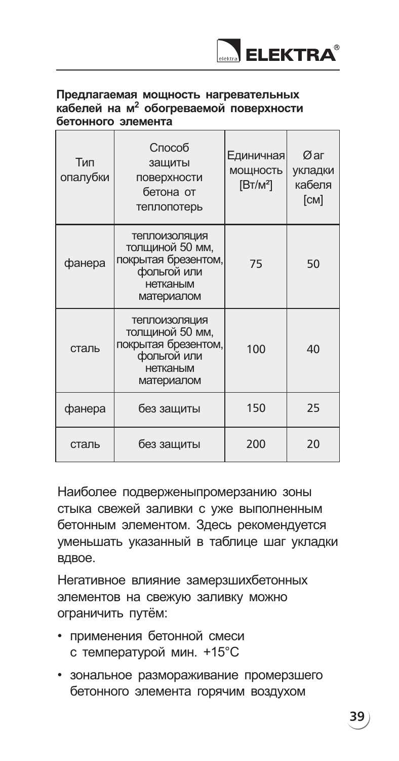**Предлагаемая мощность нагревательных кабелей на м$^2$ обогреваемой поверхности бетонного элемента**

| Тип опалубки | Способ защиты поверхности бетона от теплопотерь | Единичная мощность [Вт/м²] | Ø ar укладки кабеля [см] |
|---|---|---|---|
| фанера | теплоизоляция толщиной 50 мм, покрытая брезентом, фольгой или нетканым материалом | 75 | 50 |
| сталь | теплоизоляция толщиной 50 мм, покрытая брезентом, фольгой или нетканым материалом | 100 | 40 |
| фанера | без защиты | 150 | 25 |
| сталь | без защиты | 200 | 20 |

Наиболее подверженыпромерзанию зоны стыка свежей заливки с уже выполненным бетонным элементом. Здесь рекомендуется уменьшать указанный в таблице шаг укладки вдвое.

Негативное влияние замерзшихбетонных элементов на свежую заливку можно ограничить путём:

- применения бетонной смеси с температурой мин. +15°C
- зональное размораживание промерзшего бетонного элемента горячим воздухом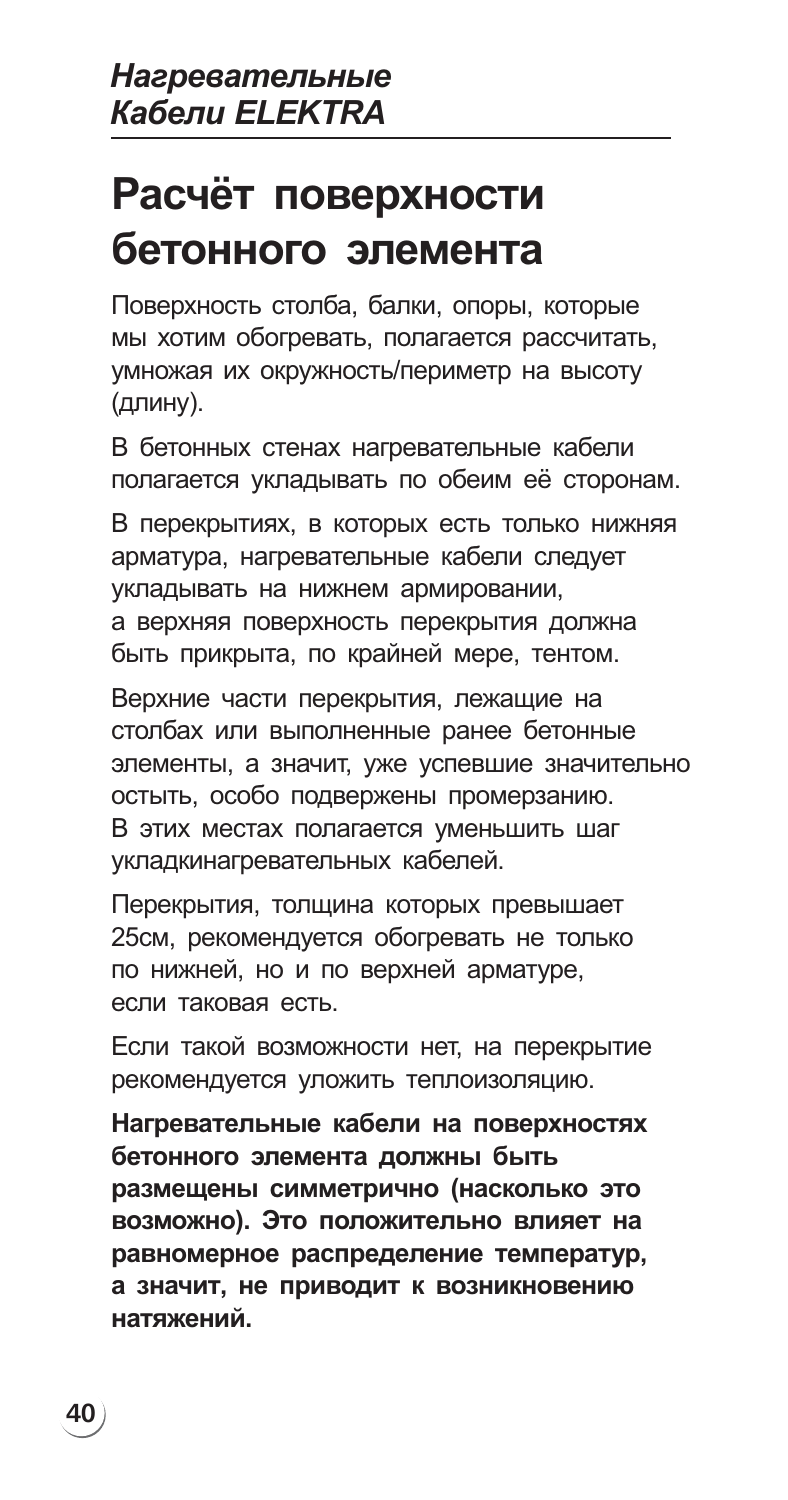# Расчёт поверхности бетонного элемента

Поверхность столба, балки, опоры, которые мы хотим обогревать, полагается рассчитать, умножая их окружность/периметр на высоту (длину).

В бетонных стенах нагревательные кабели полагается укладывать по обеим её сторонам.

В перекрытиях, в которых есть только нижняя арматура, нагревательные кабели следует укладывать на нижнем армировании, а верхняя поверхность перекрытия должна быть прикрыта, по крайней мере, тентом.

Верхние части перекрытия, лежащие на столбах или выполненные ранее бетонные элементы, а значит, уже успевшие значительно остыть, особо подвержены промерзанию. В этих местах полагается уменьшить шаг укладкинагревательных кабелей.

Перекрытия, толщина которых превышает 25см, рекомендуется обогревать не только по нижней, но и по верхней арматуре, если таковая есть.

Если такой возможности нет, на перекрытие рекомендуется уложить теплоизоляцию.

**Нагревательные кабели на поверхностях бетонного элемента должны быть размещены симметрично (насколько это возможно). Это положительно влияет на равномерное распределение температур, а значит, не приводит к возникновению натяжений.**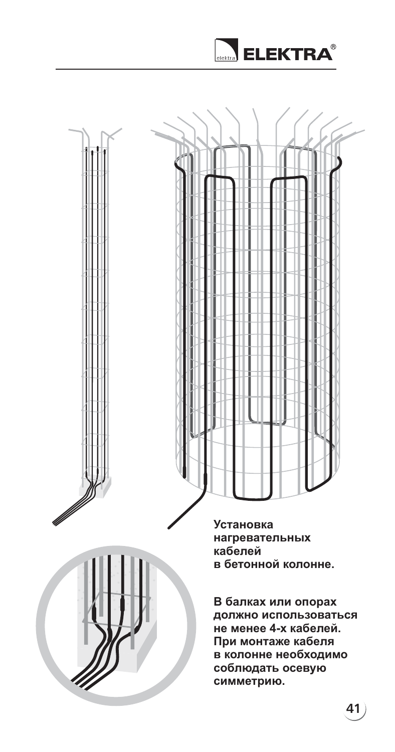**Установка нагревательных кабелей в бетонной колонне.**

**В балках или опорах должно использоваться не менее 4-х кабелей. При монтаже кабеля в колонне необходимо соблюдать осевую симметрию.**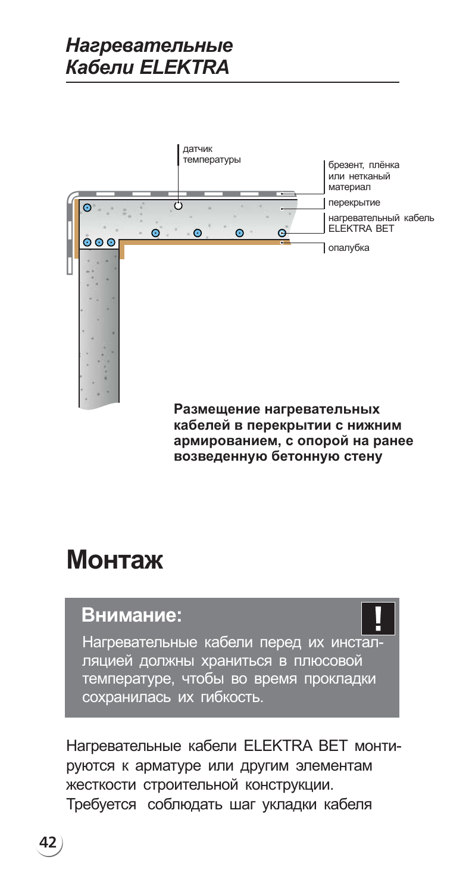## Нагревательные Кабели ELEKTRA

датчик температуры

брезент, плёнка или нетканый материал

перекрытие

нагревательный кабель ELEKTRA BET

опалубка

**Размещение нагревательных кабелей в перекрытии с нижним армированием, с опорой на ранее возведенную бетонную стену**

# Монтаж

> **Внимание:**
>
> Нагревательные кабели перед их инсталляцией должны храниться в плюсовой температуре, чтобы во время прокладки сохранилась их гибкость.

Нагревательные кабели ELEKTRA BET монтируются к арматуре или другим элементам жесткости строительной конструкции. Требуется соблюдать шаг укладки кабеля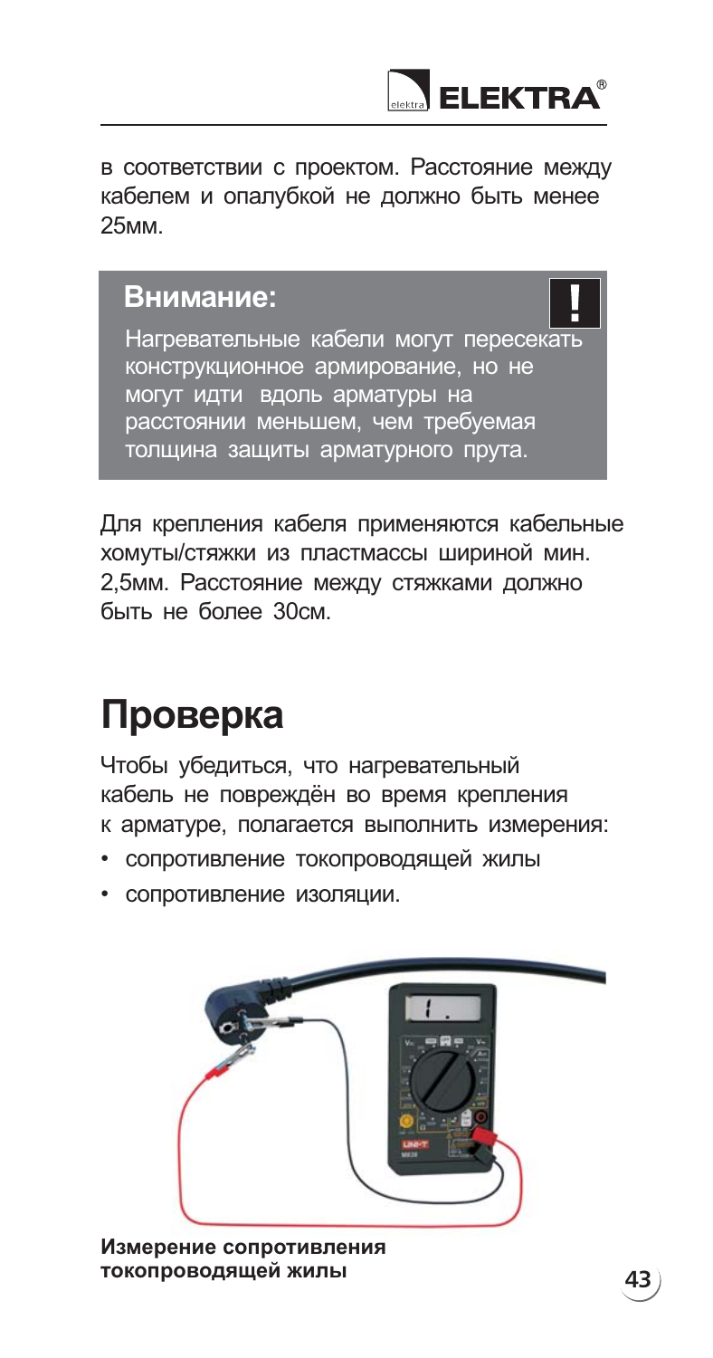в соответствии с проектом. Расстояние между кабелем и опалубкой не должно быть менее 25мм.

> **Внимание:**
>
> Нагревательные кабели могут пересекать конструкционное армирование, но не могут идти вдоль арматуры на расстоянии меньшем, чем требуемая толщина защиты арматурного прута.

Для крепления кабеля применяются кабельные хомуты/стяжки из пластмассы шириной мин. 2,5мм. Расстояние между стяжками должно быть не более 30см.

# Проверка

Чтобы убедиться, что нагревательный кабель не повреждён во время крепления к арматуре, полагается выполнить измерения:

- сопротивление токопроводящей жилы
- сопротивление изоляции.

**Измерение сопротивления токопроводящей жилы**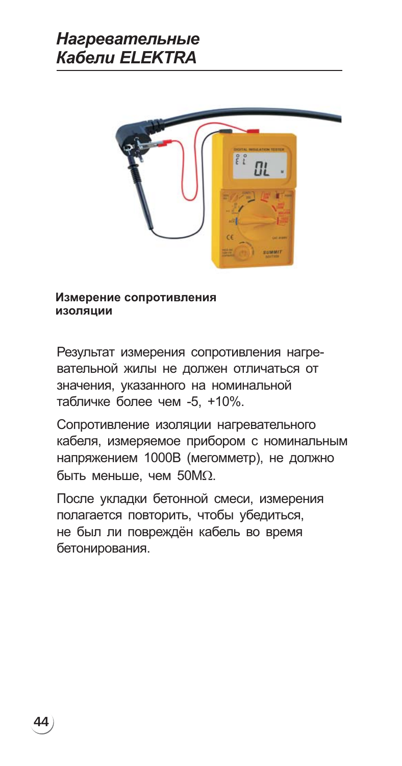## Нагревательные Кабели ELEKTRA

**Измерение сопротивления изоляции**

Результат измерения сопротивления нагревательной жилы не должен отличаться от значения, указанного на номинальной табличке более чем -5, +10%.

Сопротивление изоляции нагревательного кабеля, измеряемое прибором с номинальным напряжением 1000В (мегомметр), не должно быть меньше, чем 50MΩ.

После укладки бетонной смеси, измерения полагается повторить, чтобы убедиться, не был ли повреждён кабель во время бетонирования.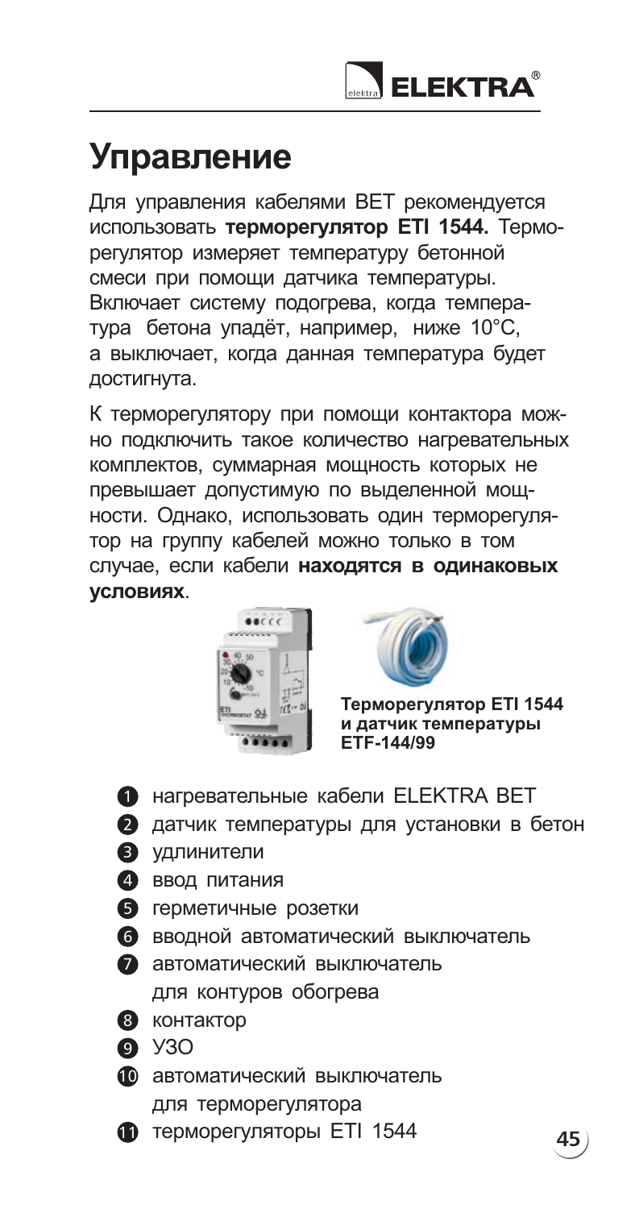# Управление

Для управления кабелями BET рекомендуется использовать **терморегулятор ETI 1544.** Терморегулятор измеряет температуру бетонной смеси при помощи датчика температуры. Включает систему подогрева, когда температура бетона упадёт, например, ниже 10°C, а выключает, когда данная температура будет достигнута.

К терморегулятору при помощи контактора можно подключить такое количество нагревательных комплектов, суммарная мощность которых не превышает допустимую по выделенной мощности. Однако, использовать один терморегулятор на группу кабелей можно только в том случае, если кабели **находятся в одинаковых условиях**.

**Терморегулятор ETI 1544 и датчик температуры ETF-144/99**

1. нагревательные кабели ELEKTRA BET
2. датчик температуры для установки в бетон
3. удлинители
4. ввод питания
5. герметичные розетки
6. вводной автоматический выключатель
7. автоматический выключатель для контуров обогрева
8. контактор
9. УЗО
10. автоматический выключатель для терморегулятора
11. терморегуляторы ETI 1544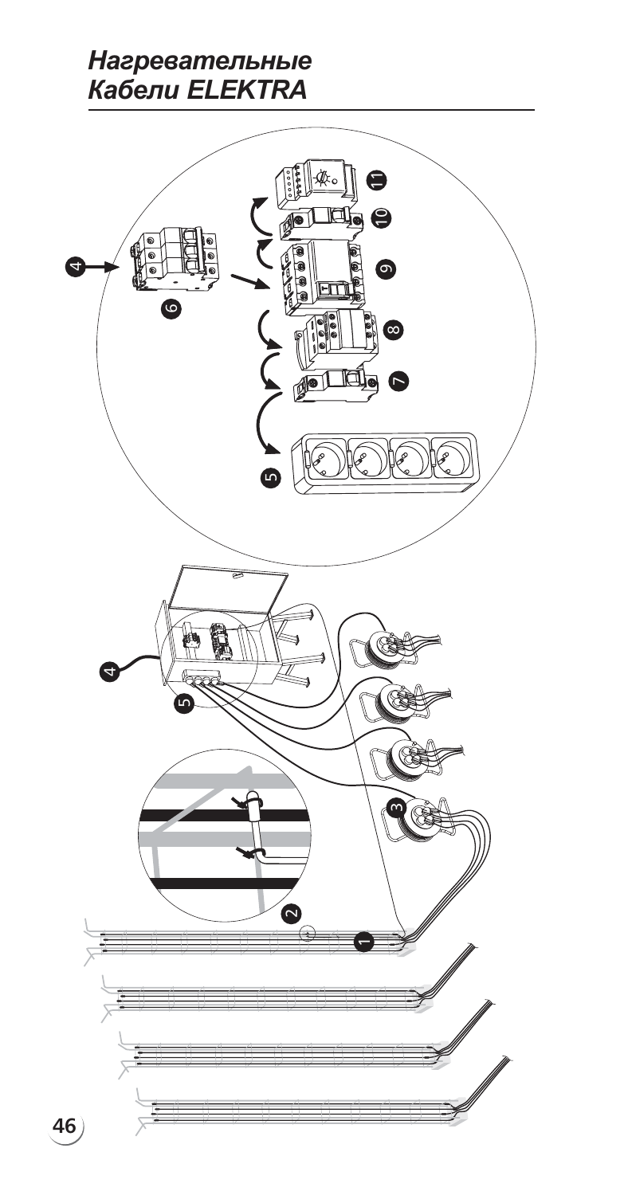# *Нагревательные Кабели ELEKTRA*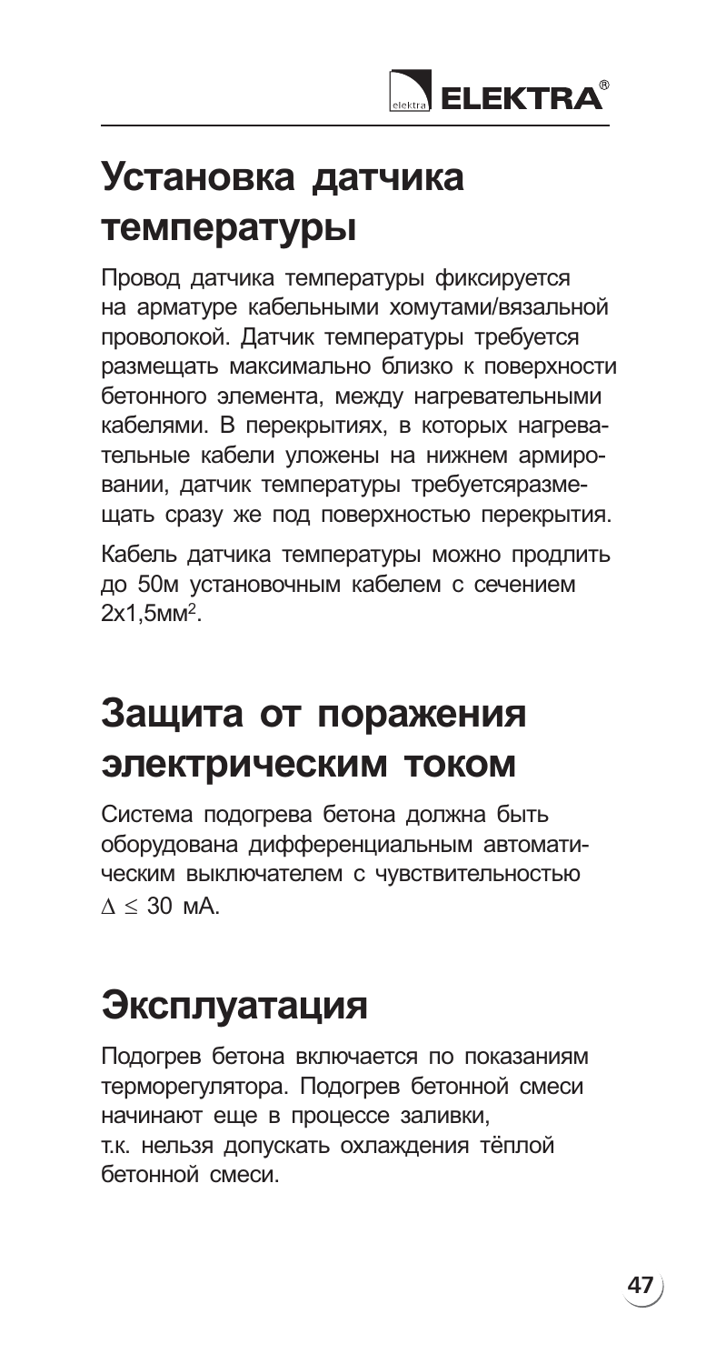## Установка датчика температуры

Провод датчика температуры фиксируется на арматуре кабельными хомутами/вязальной проволокой. Датчик температуры требуется размещать максимально близко к поверхности бетонного элемента, между нагревательными кабелями. В перекрытиях, в которых нагревательные кабели уложены на нижнем армировании, датчик температуры требуетсяразмещать сразу же под поверхностью перекрытия.

Кабель датчика температуры можно продлить до 50м установочным кабелем с сечением 2x1,5мм$^2$.

## Защита от поражения электрическим током

Система подогрева бетона должна быть оборудована дифференциальным автоматическим выключателем с чувствительностью $\Delta \leq 30$ мА.

## Эксплуатация

Подогрев бетона включается по показаниям терморегулятора. Подогрев бетонной смеси начинают еще в процессе заливки, т.к. нельзя допускать охлаждения тёплой бетонной смеси.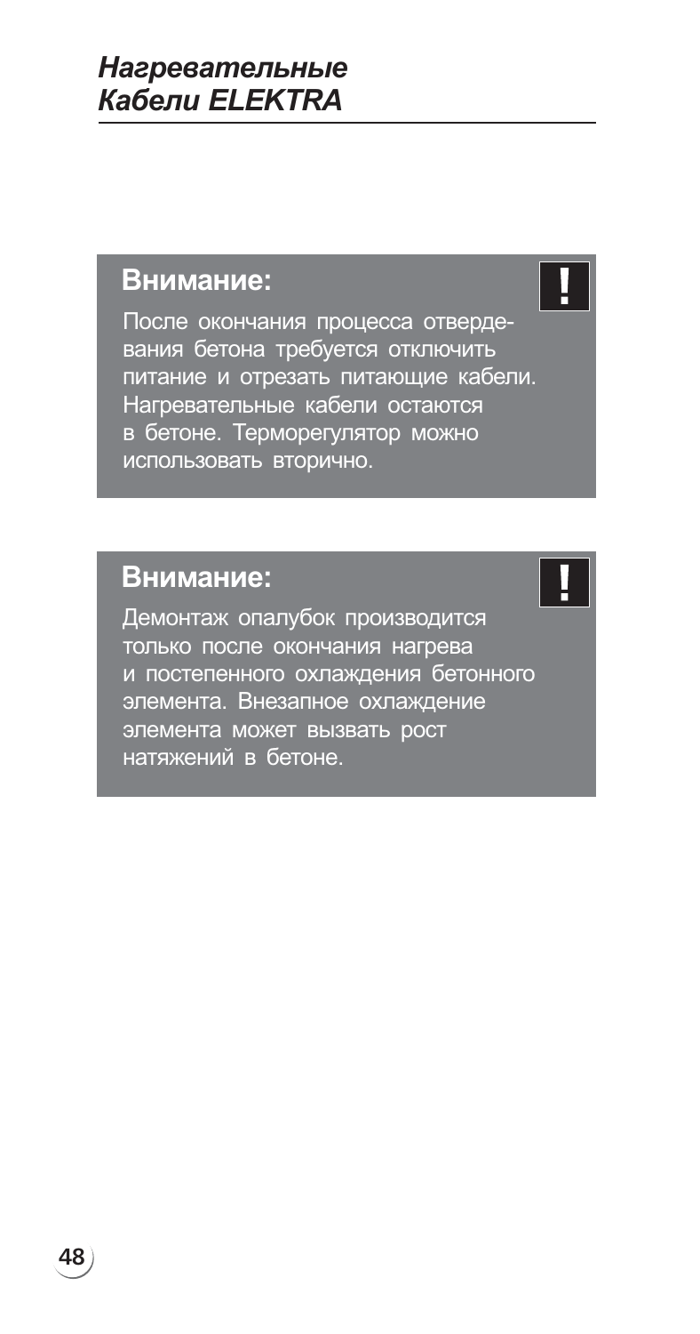**Внимание:**

После окончания процесса отвердевания бетона требуется отключить питание и отрезать питающие кабели. Нагревательные кабели остаются в бетоне. Терморегулятор можно использовать вторично.

**Внимание:**

Демонтаж опалубок производится только после окончания нагрева и постепенного охлаждения бетонного элемента. Внезапное охлаждение элемента может вызвать рост натяжений в бетоне.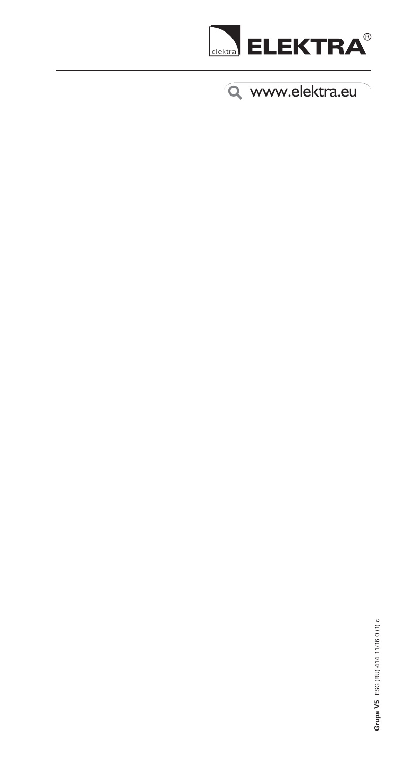elektra **ELEKTRA**®

www.elektra.eu

**Grupa V5** ESG (RU) 414 11/16 0 (1) c